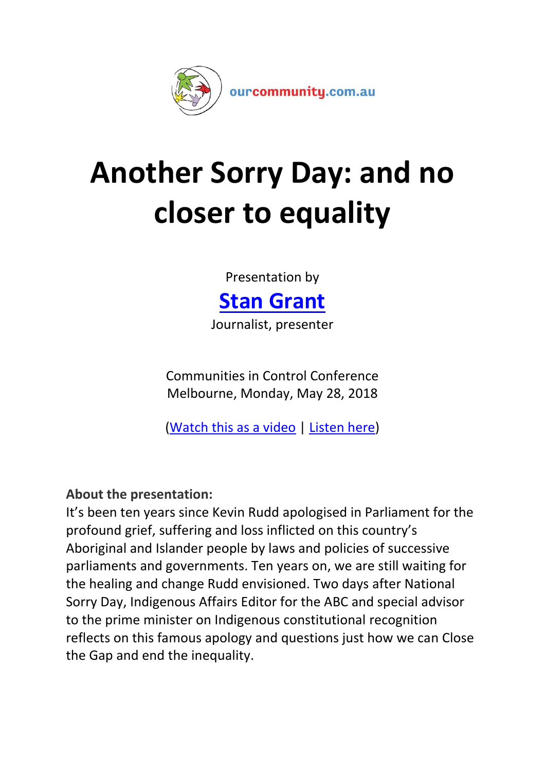ourcommunity.com.au

# Another Sorry Day: and no closer to equality

Presentation by

**Stan Grant**

Journalist, presenter

Communities in Control Conference
Melbourne, Monday, May 28, 2018

(Watch this as a video | Listen here)

**About the presentation:**
It's been ten years since Kevin Rudd apologised in Parliament for the profound grief, suffering and loss inflicted on this country's Aboriginal and Islander people by laws and policies of successive parliaments and governments. Ten years on, we are still waiting for the healing and change Rudd envisioned. Two days after National Sorry Day, Indigenous Affairs Editor for the ABC and special advisor to the prime minister on Indigenous constitutional recognition reflects on this famous apology and questions just how we can Close the Gap and end the inequality.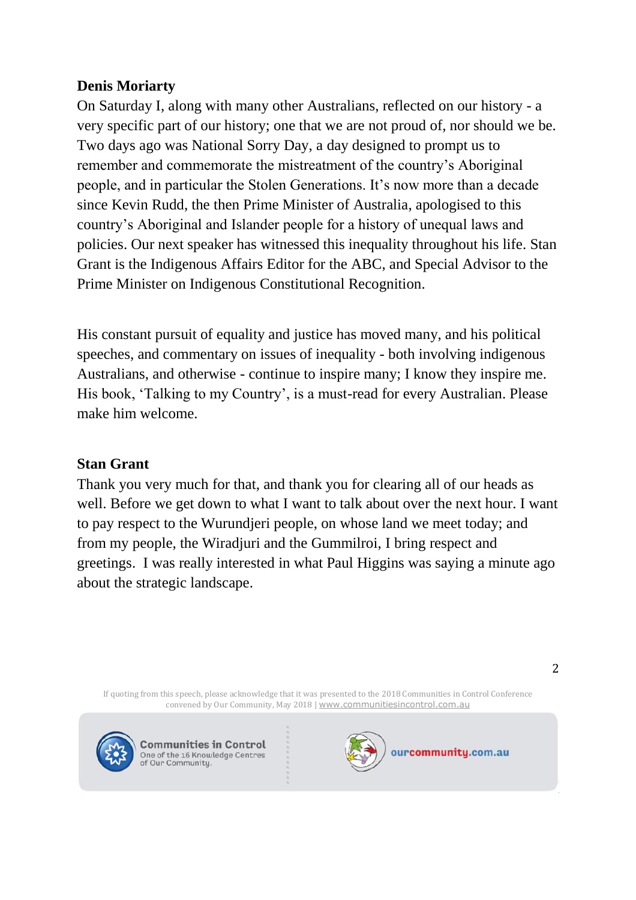**Denis Moriarty**

On Saturday I, along with many other Australians, reflected on our history - a very specific part of our history; one that we are not proud of, nor should we be. Two days ago was National Sorry Day, a day designed to prompt us to remember and commemorate the mistreatment of the country's Aboriginal people, and in particular the Stolen Generations. It's now more than a decade since Kevin Rudd, the then Prime Minister of Australia, apologised to this country's Aboriginal and Islander people for a history of unequal laws and policies. Our next speaker has witnessed this inequality throughout his life. Stan Grant is the Indigenous Affairs Editor for the ABC, and Special Advisor to the Prime Minister on Indigenous Constitutional Recognition.

His constant pursuit of equality and justice has moved many, and his political speeches, and commentary on issues of inequality - both involving indigenous Australians, and otherwise - continue to inspire many; I know they inspire me. His book, 'Talking to my Country', is a must-read for every Australian. Please make him welcome.

**Stan Grant**

Thank you very much for that, and thank you for clearing all of our heads as well. Before we get down to what I want to talk about over the next hour. I want to pay respect to the Wurundjeri people, on whose land we meet today; and from my people, the Wiradjuri and the Gummilroi, I bring respect and greetings. I was really interested in what Paul Higgins was saying a minute ago about the strategic landscape.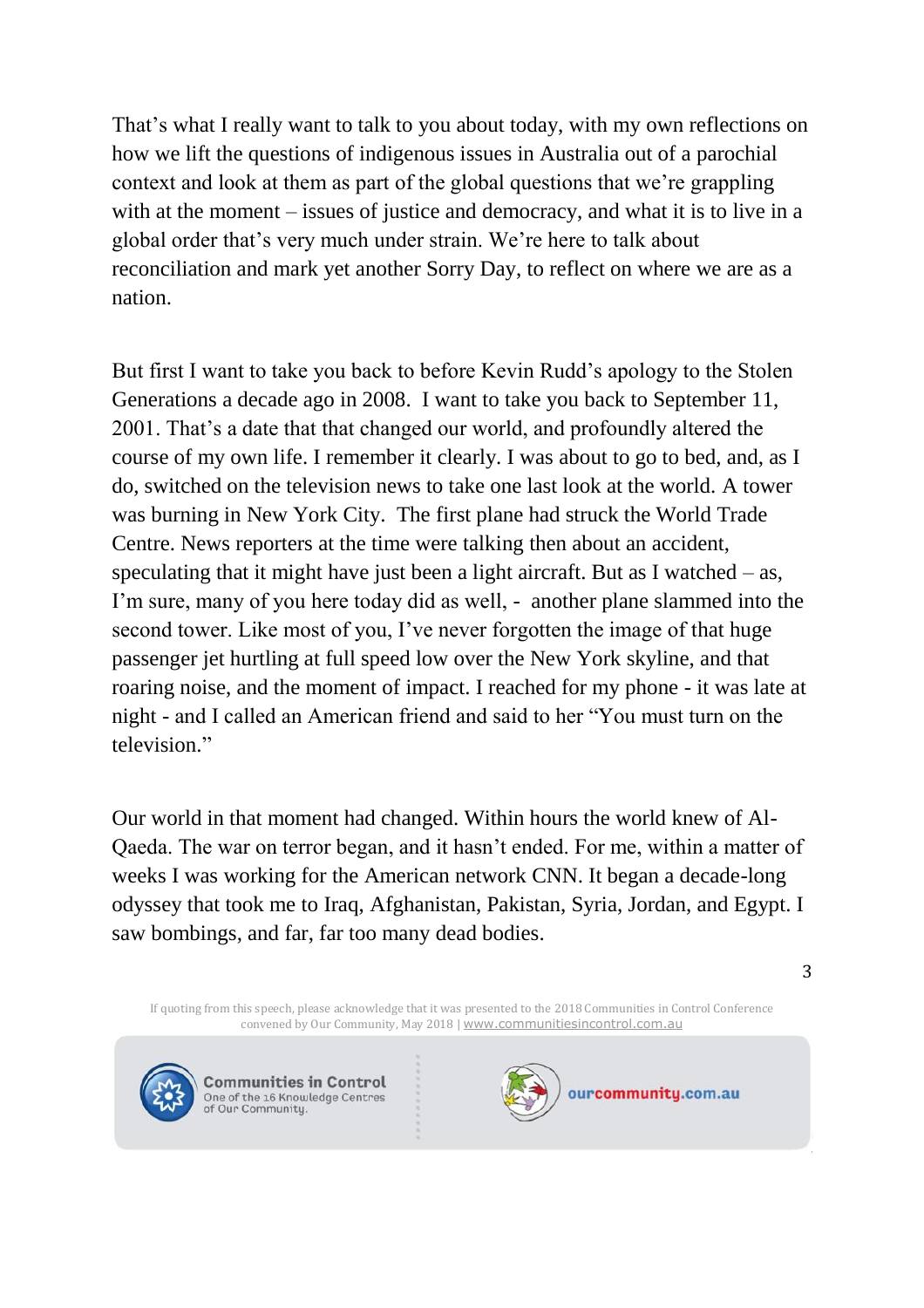That's what I really want to talk to you about today, with my own reflections on how we lift the questions of indigenous issues in Australia out of a parochial context and look at them as part of the global questions that we're grappling with at the moment – issues of justice and democracy, and what it is to live in a global order that's very much under strain. We're here to talk about reconciliation and mark yet another Sorry Day, to reflect on where we are as a nation.

But first I want to take you back to before Kevin Rudd's apology to the Stolen Generations a decade ago in 2008. I want to take you back to September 11, 2001. That's a date that that changed our world, and profoundly altered the course of my own life. I remember it clearly. I was about to go to bed, and, as I do, switched on the television news to take one last look at the world. A tower was burning in New York City. The first plane had struck the World Trade Centre. News reporters at the time were talking then about an accident, speculating that it might have just been a light aircraft. But as I watched – as, I'm sure, many of you here today did as well, - another plane slammed into the second tower. Like most of you, I've never forgotten the image of that huge passenger jet hurtling at full speed low over the New York skyline, and that roaring noise, and the moment of impact. I reached for my phone - it was late at night - and I called an American friend and said to her "You must turn on the television."

Our world in that moment had changed. Within hours the world knew of Al-Qaeda. The war on terror began, and it hasn't ended. For me, within a matter of weeks I was working for the American network CNN. It began a decade-long odyssey that took me to Iraq, Afghanistan, Pakistan, Syria, Jordan, and Egypt. I saw bombings, and far, far too many dead bodies.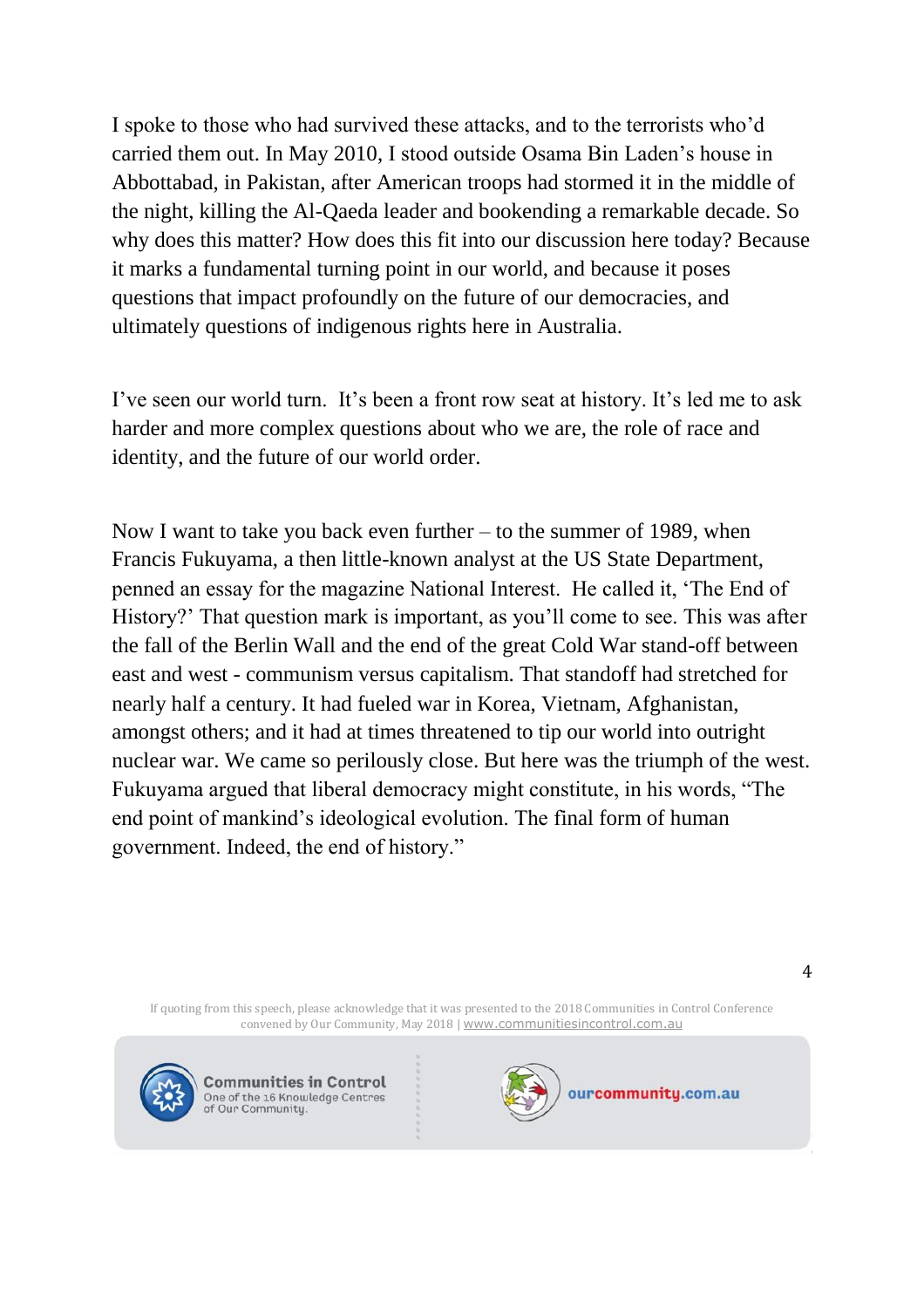I spoke to those who had survived these attacks, and to the terrorists who'd carried them out. In May 2010, I stood outside Osama Bin Laden's house in Abbottabad, in Pakistan, after American troops had stormed it in the middle of the night, killing the Al-Qaeda leader and bookending a remarkable decade. So why does this matter? How does this fit into our discussion here today? Because it marks a fundamental turning point in our world, and because it poses questions that impact profoundly on the future of our democracies, and ultimately questions of indigenous rights here in Australia.

I've seen our world turn. It's been a front row seat at history. It's led me to ask harder and more complex questions about who we are, the role of race and identity, and the future of our world order.

Now I want to take you back even further – to the summer of 1989, when Francis Fukuyama, a then little-known analyst at the US State Department, penned an essay for the magazine National Interest. He called it, 'The End of History?' That question mark is important, as you'll come to see. This was after the fall of the Berlin Wall and the end of the great Cold War stand-off between east and west - communism versus capitalism. That standoff had stretched for nearly half a century. It had fueled war in Korea, Vietnam, Afghanistan, amongst others; and it had at times threatened to tip our world into outright nuclear war. We came so perilously close. But here was the triumph of the west. Fukuyama argued that liberal democracy might constitute, in his words, "The end point of mankind's ideological evolution. The final form of human government. Indeed, the end of history."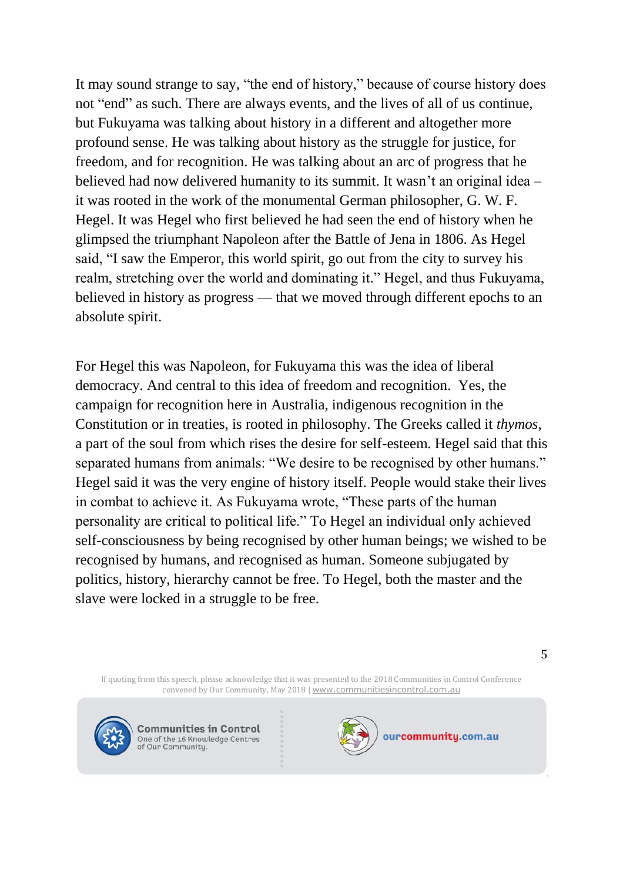It may sound strange to say, "the end of history," because of course history does not "end" as such. There are always events, and the lives of all of us continue, but Fukuyama was talking about history in a different and altogether more profound sense. He was talking about history as the struggle for justice, for freedom, and for recognition. He was talking about an arc of progress that he believed had now delivered humanity to its summit. It wasn't an original idea – it was rooted in the work of the monumental German philosopher, G. W. F. Hegel. It was Hegel who first believed he had seen the end of history when he glimpsed the triumphant Napoleon after the Battle of Jena in 1806. As Hegel said, "I saw the Emperor, this world spirit, go out from the city to survey his realm, stretching over the world and dominating it." Hegel, and thus Fukuyama, believed in history as progress — that we moved through different epochs to an absolute spirit.

For Hegel this was Napoleon, for Fukuyama this was the idea of liberal democracy. And central to this idea of freedom and recognition. Yes, the campaign for recognition here in Australia, indigenous recognition in the Constitution or in treaties, is rooted in philosophy. The Greeks called it *thymos*, a part of the soul from which rises the desire for self-esteem. Hegel said that this separated humans from animals: "We desire to be recognised by other humans." Hegel said it was the very engine of history itself. People would stake their lives in combat to achieve it. As Fukuyama wrote, "These parts of the human personality are critical to political life." To Hegel an individual only achieved self-consciousness by being recognised by other human beings; we wished to be recognised by humans, and recognised as human. Someone subjugated by politics, history, hierarchy cannot be free. To Hegel, both the master and the slave were locked in a struggle to be free.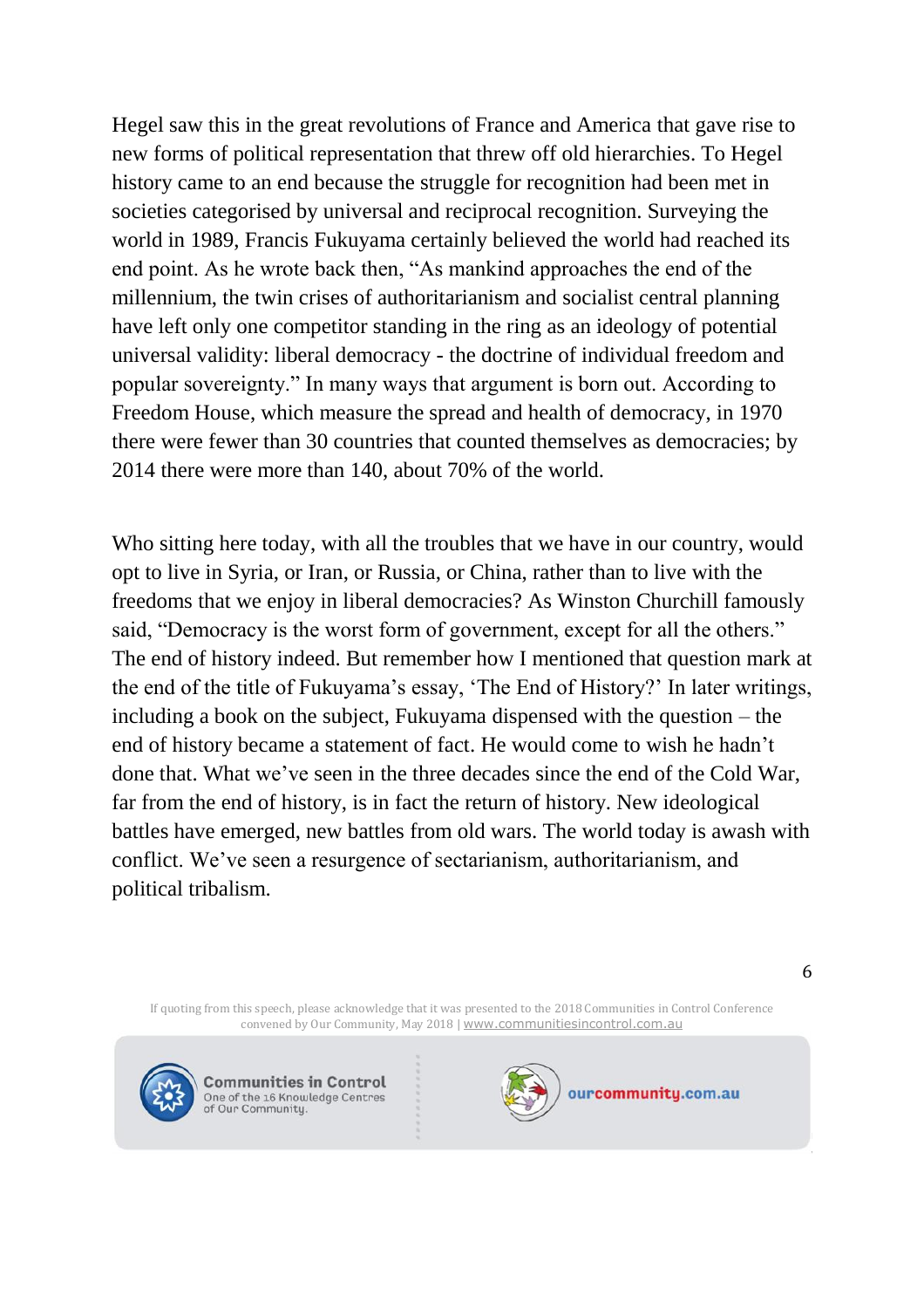Hegel saw this in the great revolutions of France and America that gave rise to new forms of political representation that threw off old hierarchies. To Hegel history came to an end because the struggle for recognition had been met in societies categorised by universal and reciprocal recognition. Surveying the world in 1989, Francis Fukuyama certainly believed the world had reached its end point. As he wrote back then, "As mankind approaches the end of the millennium, the twin crises of authoritarianism and socialist central planning have left only one competitor standing in the ring as an ideology of potential universal validity: liberal democracy - the doctrine of individual freedom and popular sovereignty." In many ways that argument is born out. According to Freedom House, which measure the spread and health of democracy, in 1970 there were fewer than 30 countries that counted themselves as democracies; by 2014 there were more than 140, about 70% of the world.

Who sitting here today, with all the troubles that we have in our country, would opt to live in Syria, or Iran, or Russia, or China, rather than to live with the freedoms that we enjoy in liberal democracies? As Winston Churchill famously said, "Democracy is the worst form of government, except for all the others." The end of history indeed. But remember how I mentioned that question mark at the end of the title of Fukuyama's essay, 'The End of History?' In later writings, including a book on the subject, Fukuyama dispensed with the question – the end of history became a statement of fact. He would come to wish he hadn't done that. What we've seen in the three decades since the end of the Cold War, far from the end of history, is in fact the return of history. New ideological battles have emerged, new battles from old wars. The world today is awash with conflict. We've seen a resurgence of sectarianism, authoritarianism, and political tribalism.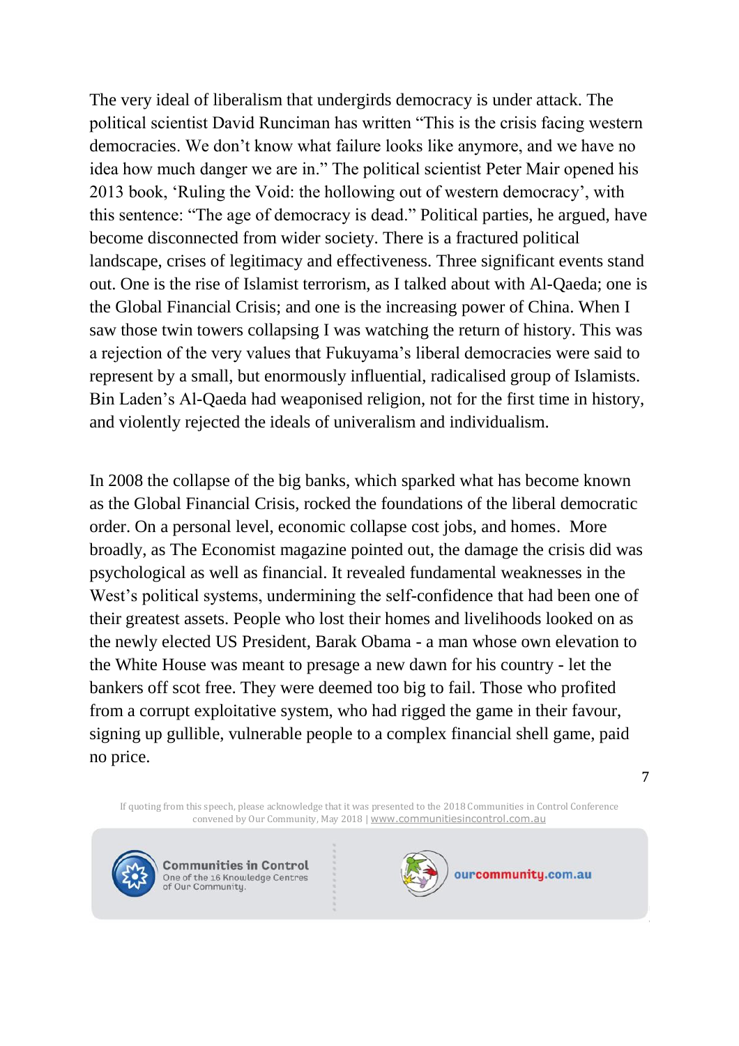The very ideal of liberalism that undergirds democracy is under attack. The political scientist David Runciman has written "This is the crisis facing western democracies. We don't know what failure looks like anymore, and we have no idea how much danger we are in." The political scientist Peter Mair opened his 2013 book, 'Ruling the Void: the hollowing out of western democracy', with this sentence: "The age of democracy is dead." Political parties, he argued, have become disconnected from wider society. There is a fractured political landscape, crises of legitimacy and effectiveness. Three significant events stand out. One is the rise of Islamist terrorism, as I talked about with Al-Qaeda; one is the Global Financial Crisis; and one is the increasing power of China. When I saw those twin towers collapsing I was watching the return of history. This was a rejection of the very values that Fukuyama's liberal democracies were said to represent by a small, but enormously influential, radicalised group of Islamists. Bin Laden's Al-Qaeda had weaponised religion, not for the first time in history, and violently rejected the ideals of univeralism and individualism.

In 2008 the collapse of the big banks, which sparked what has become known as the Global Financial Crisis, rocked the foundations of the liberal democratic order. On a personal level, economic collapse cost jobs, and homes. More broadly, as The Economist magazine pointed out, the damage the crisis did was psychological as well as financial. It revealed fundamental weaknesses in the West's political systems, undermining the self-confidence that had been one of their greatest assets. People who lost their homes and livelihoods looked on as the newly elected US President, Barak Obama - a man whose own elevation to the White House was meant to presage a new dawn for his country - let the bankers off scot free. They were deemed too big to fail. Those who profited from a corrupt exploitative system, who had rigged the game in their favour, signing up gullible, vulnerable people to a complex financial shell game, paid no price.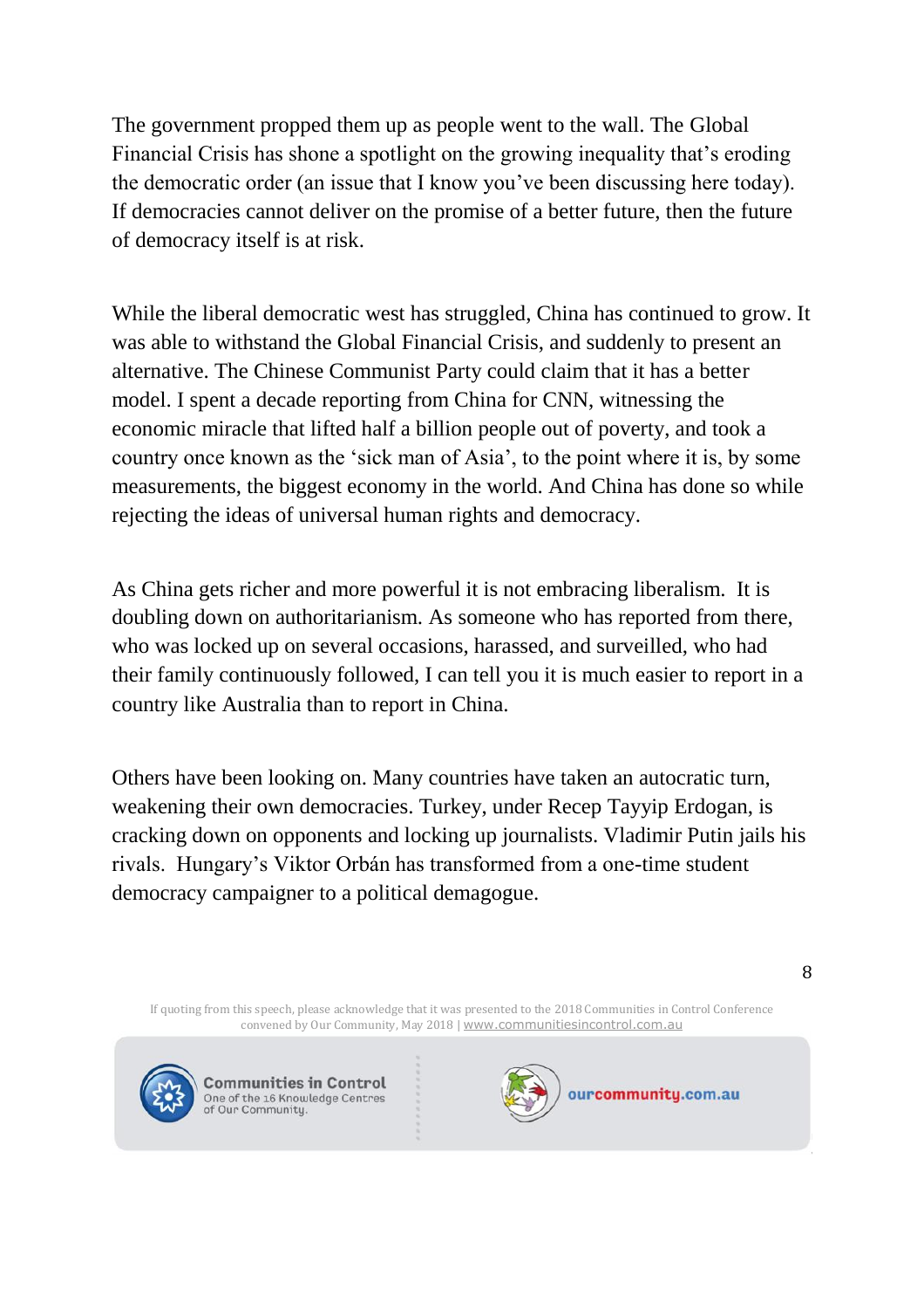The government propped them up as people went to the wall. The Global Financial Crisis has shone a spotlight on the growing inequality that's eroding the democratic order (an issue that I know you've been discussing here today). If democracies cannot deliver on the promise of a better future, then the future of democracy itself is at risk.

While the liberal democratic west has struggled, China has continued to grow. It was able to withstand the Global Financial Crisis, and suddenly to present an alternative. The Chinese Communist Party could claim that it has a better model. I spent a decade reporting from China for CNN, witnessing the economic miracle that lifted half a billion people out of poverty, and took a country once known as the 'sick man of Asia', to the point where it is, by some measurements, the biggest economy in the world. And China has done so while rejecting the ideas of universal human rights and democracy.

As China gets richer and more powerful it is not embracing liberalism. It is doubling down on authoritarianism. As someone who has reported from there, who was locked up on several occasions, harassed, and surveilled, who had their family continuously followed, I can tell you it is much easier to report in a country like Australia than to report in China.

Others have been looking on. Many countries have taken an autocratic turn, weakening their own democracies. Turkey, under Recep Tayyip Erdogan, is cracking down on opponents and locking up journalists. Vladimir Putin jails his rivals. Hungary's Viktor Orbán has transformed from a one-time student democracy campaigner to a political demagogue.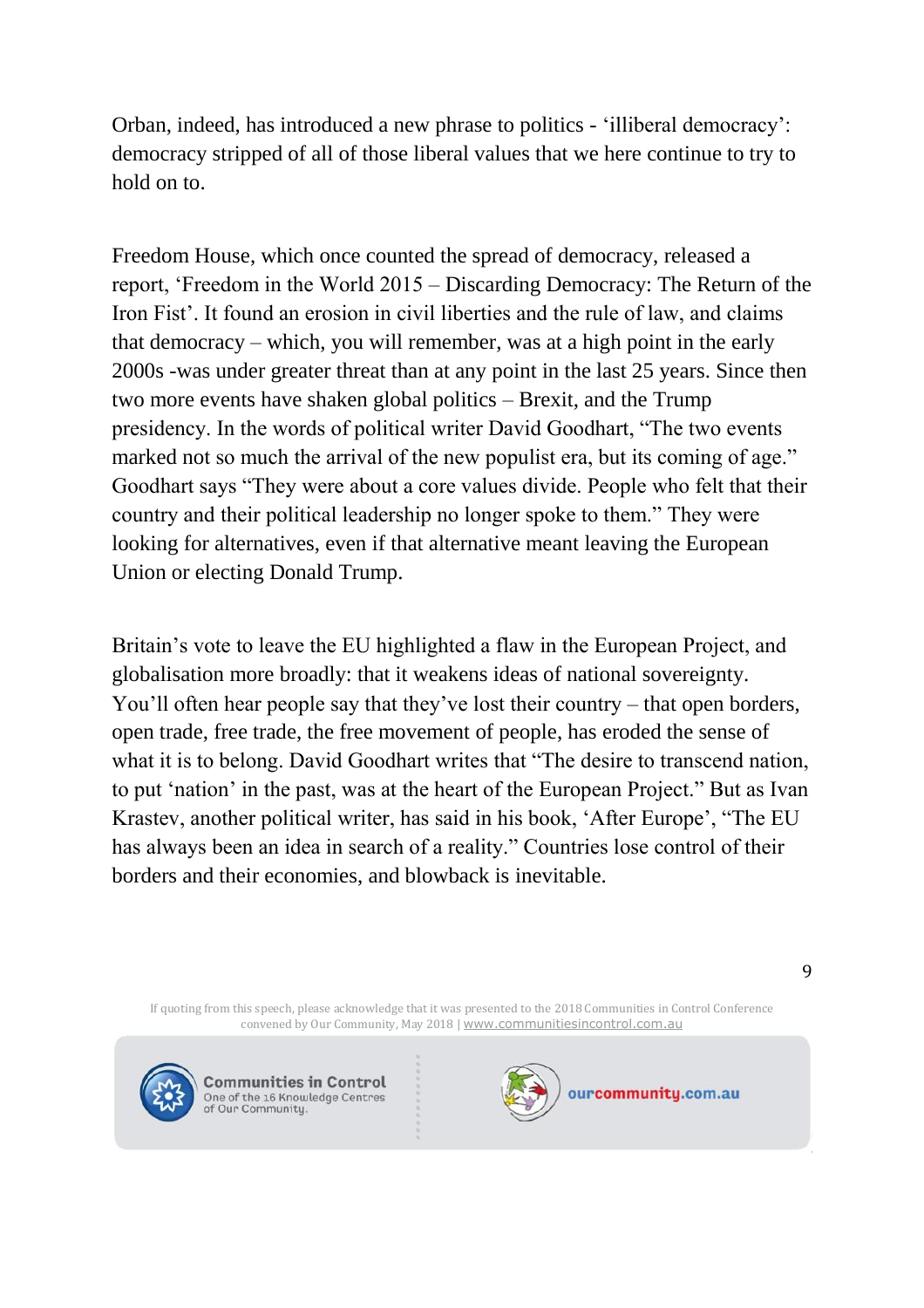Orban, indeed, has introduced a new phrase to politics - 'illiberal democracy': democracy stripped of all of those liberal values that we here continue to try to hold on to.

Freedom House, which once counted the spread of democracy, released a report, 'Freedom in the World 2015 – Discarding Democracy: The Return of the Iron Fist'. It found an erosion in civil liberties and the rule of law, and claims that democracy – which, you will remember, was at a high point in the early 2000s -was under greater threat than at any point in the last 25 years. Since then two more events have shaken global politics – Brexit, and the Trump presidency. In the words of political writer David Goodhart, "The two events marked not so much the arrival of the new populist era, but its coming of age." Goodhart says "They were about a core values divide. People who felt that their country and their political leadership no longer spoke to them." They were looking for alternatives, even if that alternative meant leaving the European Union or electing Donald Trump.

Britain's vote to leave the EU highlighted a flaw in the European Project, and globalisation more broadly: that it weakens ideas of national sovereignty. You'll often hear people say that they've lost their country – that open borders, open trade, free trade, the free movement of people, has eroded the sense of what it is to belong. David Goodhart writes that "The desire to transcend nation, to put 'nation' in the past, was at the heart of the European Project." But as Ivan Krastev, another political writer, has said in his book, 'After Europe', "The EU has always been an idea in search of a reality." Countries lose control of their borders and their economies, and blowback is inevitable.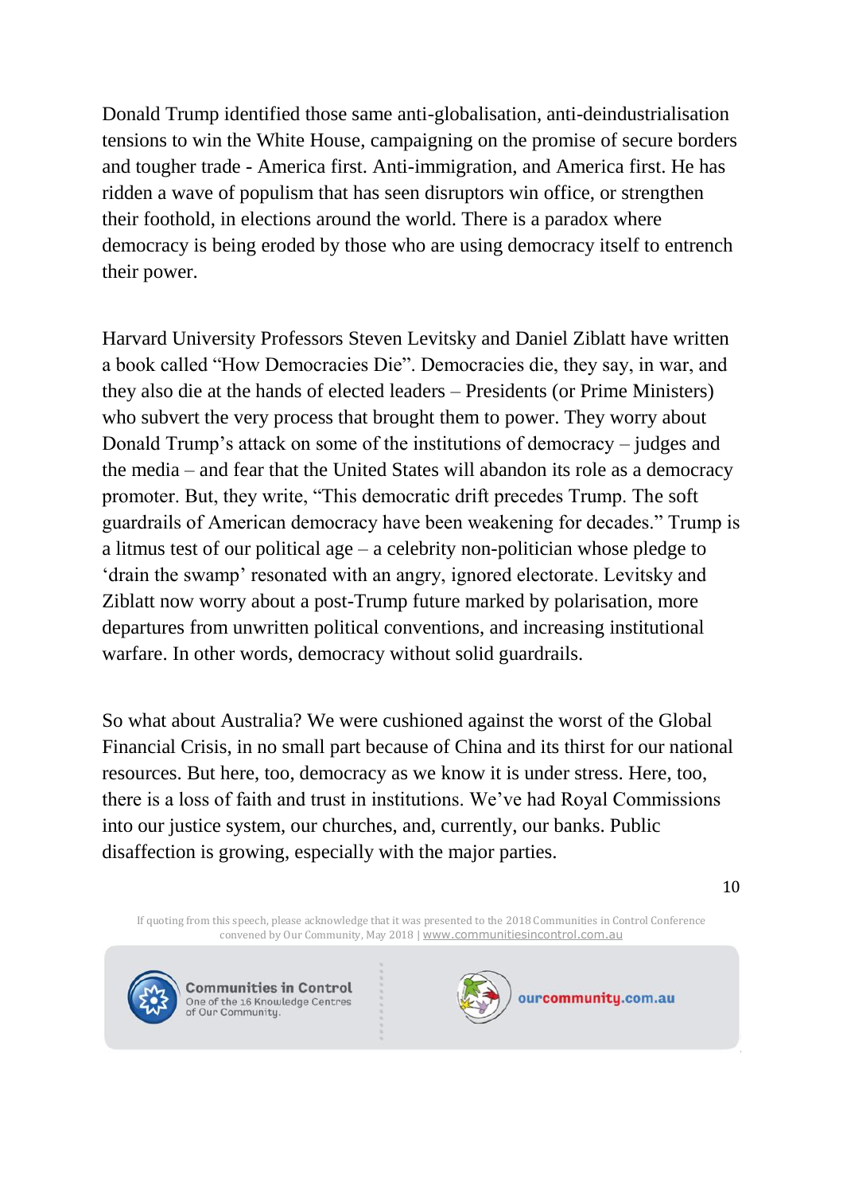Donald Trump identified those same anti-globalisation, anti-deindustrialisation tensions to win the White House, campaigning on the promise of secure borders and tougher trade - America first. Anti-immigration, and America first. He has ridden a wave of populism that has seen disruptors win office, or strengthen their foothold, in elections around the world. There is a paradox where democracy is being eroded by those who are using democracy itself to entrench their power.

Harvard University Professors Steven Levitsky and Daniel Ziblatt have written a book called "How Democracies Die". Democracies die, they say, in war, and they also die at the hands of elected leaders – Presidents (or Prime Ministers) who subvert the very process that brought them to power. They worry about Donald Trump's attack on some of the institutions of democracy – judges and the media – and fear that the United States will abandon its role as a democracy promoter. But, they write, "This democratic drift precedes Trump. The soft guardrails of American democracy have been weakening for decades." Trump is a litmus test of our political age – a celebrity non-politician whose pledge to 'drain the swamp' resonated with an angry, ignored electorate. Levitsky and Ziblatt now worry about a post-Trump future marked by polarisation, more departures from unwritten political conventions, and increasing institutional warfare. In other words, democracy without solid guardrails.

So what about Australia? We were cushioned against the worst of the Global Financial Crisis, in no small part because of China and its thirst for our national resources. But here, too, democracy as we know it is under stress. Here, too, there is a loss of faith and trust in institutions. We've had Royal Commissions into our justice system, our churches, and, currently, our banks. Public disaffection is growing, especially with the major parties.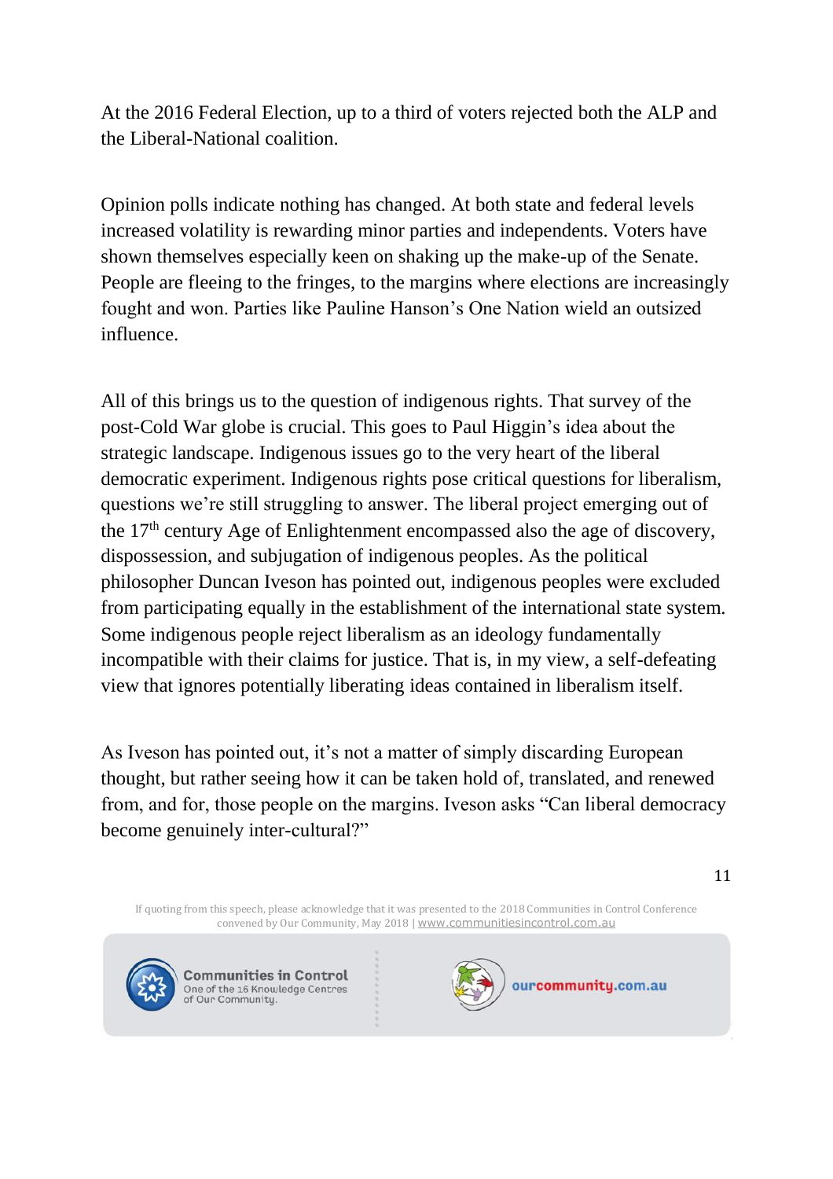At the 2016 Federal Election, up to a third of voters rejected both the ALP and the Liberal-National coalition.

Opinion polls indicate nothing has changed. At both state and federal levels increased volatility is rewarding minor parties and independents. Voters have shown themselves especially keen on shaking up the make-up of the Senate. People are fleeing to the fringes, to the margins where elections are increasingly fought and won. Parties like Pauline Hanson's One Nation wield an outsized influence.

All of this brings us to the question of indigenous rights. That survey of the post-Cold War globe is crucial. This goes to Paul Higgin's idea about the strategic landscape. Indigenous issues go to the very heart of the liberal democratic experiment. Indigenous rights pose critical questions for liberalism, questions we're still struggling to answer. The liberal project emerging out of the 17th century Age of Enlightenment encompassed also the age of discovery, dispossession, and subjugation of indigenous peoples. As the political philosopher Duncan Iveson has pointed out, indigenous peoples were excluded from participating equally in the establishment of the international state system. Some indigenous people reject liberalism as an ideology fundamentally incompatible with their claims for justice. That is, in my view, a self-defeating view that ignores potentially liberating ideas contained in liberalism itself.

As Iveson has pointed out, it's not a matter of simply discarding European thought, but rather seeing how it can be taken hold of, translated, and renewed from, and for, those people on the margins. Iveson asks "Can liberal democracy become genuinely inter-cultural?"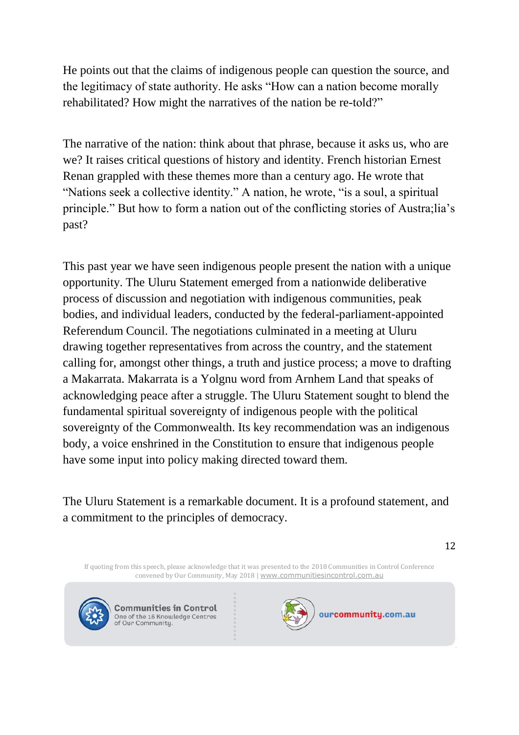He points out that the claims of indigenous people can question the source, and the legitimacy of state authority. He asks "How can a nation become morally rehabilitated? How might the narratives of the nation be re-told?"

The narrative of the nation: think about that phrase, because it asks us, who are we? It raises critical questions of history and identity. French historian Ernest Renan grappled with these themes more than a century ago. He wrote that "Nations seek a collective identity." A nation, he wrote, "is a soul, a spiritual principle." But how to form a nation out of the conflicting stories of Austra;lia's past?

This past year we have seen indigenous people present the nation with a unique opportunity. The Uluru Statement emerged from a nationwide deliberative process of discussion and negotiation with indigenous communities, peak bodies, and individual leaders, conducted by the federal-parliament-appointed Referendum Council. The negotiations culminated in a meeting at Uluru drawing together representatives from across the country, and the statement calling for, amongst other things, a truth and justice process; a move to drafting a Makarrata. Makarrata is a Yolgnu word from Arnhem Land that speaks of acknowledging peace after a struggle. The Uluru Statement sought to blend the fundamental spiritual sovereignty of indigenous people with the political sovereignty of the Commonwealth. Its key recommendation was an indigenous body, a voice enshrined in the Constitution to ensure that indigenous people have some input into policy making directed toward them.

The Uluru Statement is a remarkable document. It is a profound statement, and a commitment to the principles of democracy.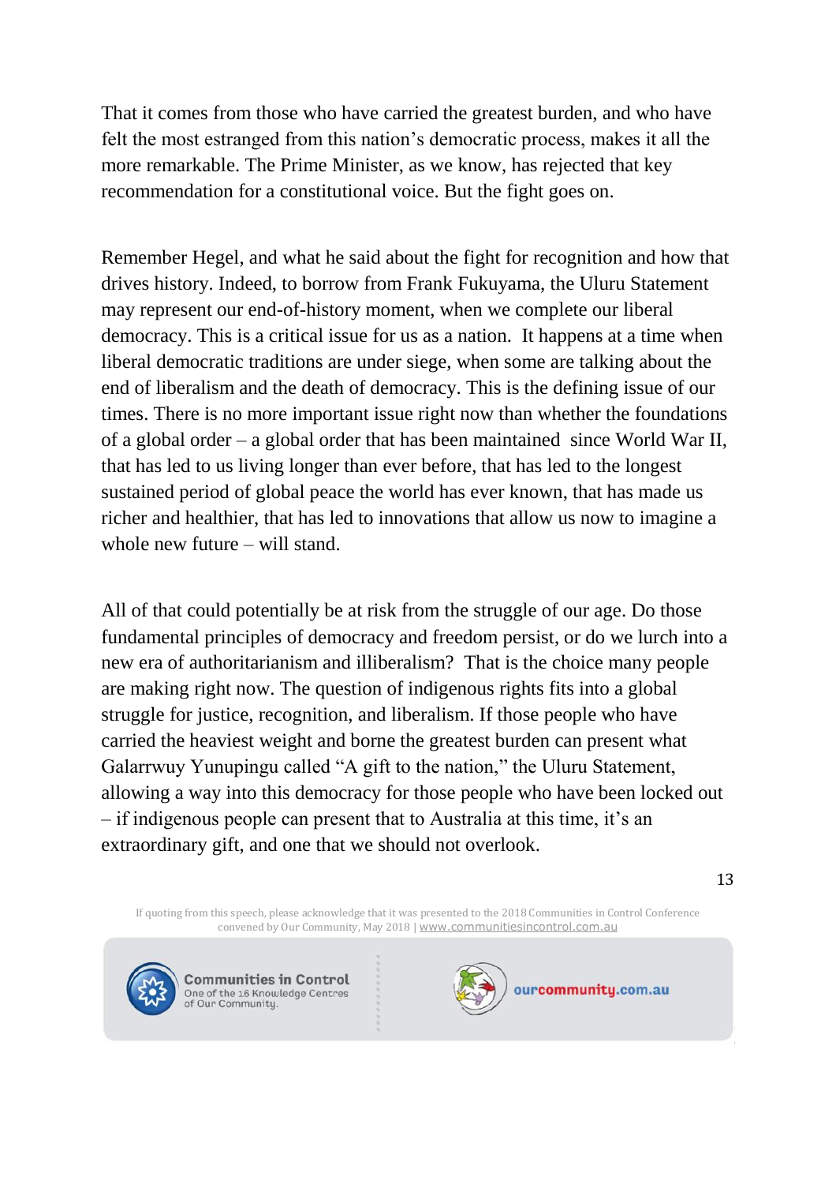That it comes from those who have carried the greatest burden, and who have felt the most estranged from this nation's democratic process, makes it all the more remarkable. The Prime Minister, as we know, has rejected that key recommendation for a constitutional voice. But the fight goes on.

Remember Hegel, and what he said about the fight for recognition and how that drives history. Indeed, to borrow from Frank Fukuyama, the Uluru Statement may represent our end-of-history moment, when we complete our liberal democracy. This is a critical issue for us as a nation. It happens at a time when liberal democratic traditions are under siege, when some are talking about the end of liberalism and the death of democracy. This is the defining issue of our times. There is no more important issue right now than whether the foundations of a global order – a global order that has been maintained since World War II, that has led to us living longer than ever before, that has led to the longest sustained period of global peace the world has ever known, that has made us richer and healthier, that has led to innovations that allow us now to imagine a whole new future – will stand.

All of that could potentially be at risk from the struggle of our age. Do those fundamental principles of democracy and freedom persist, or do we lurch into a new era of authoritarianism and illiberalism? That is the choice many people are making right now. The question of indigenous rights fits into a global struggle for justice, recognition, and liberalism. If those people who have carried the heaviest weight and borne the greatest burden can present what Galarrwuy Yunupingu called "A gift to the nation," the Uluru Statement, allowing a way into this democracy for those people who have been locked out – if indigenous people can present that to Australia at this time, it's an extraordinary gift, and one that we should not overlook.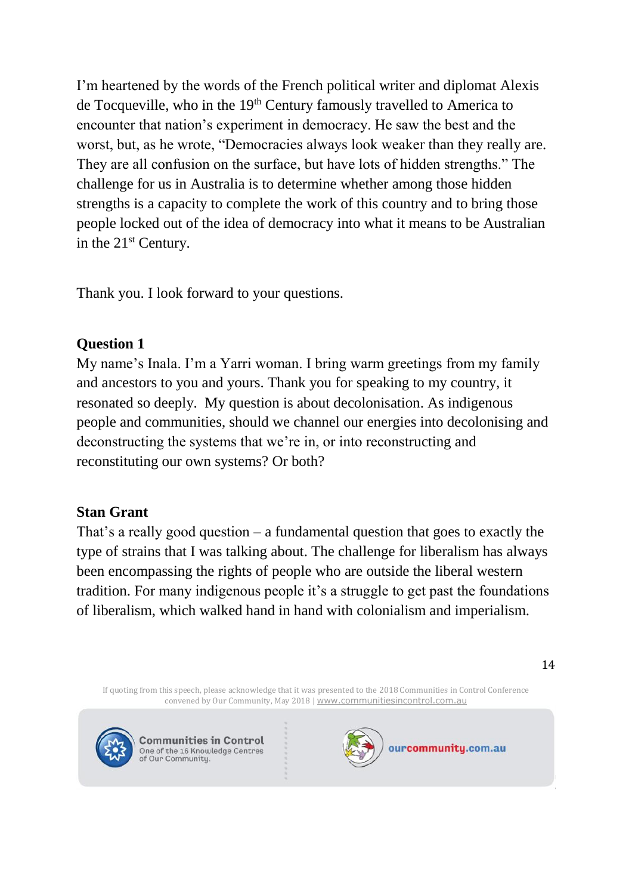I'm heartened by the words of the French political writer and diplomat Alexis de Tocqueville, who in the 19th Century famously travelled to America to encounter that nation's experiment in democracy. He saw the best and the worst, but, as he wrote, "Democracies always look weaker than they really are. They are all confusion on the surface, but have lots of hidden strengths." The challenge for us in Australia is to determine whether among those hidden strengths is a capacity to complete the work of this country and to bring those people locked out of the idea of democracy into what it means to be Australian in the 21st Century.

Thank you. I look forward to your questions.

**Question 1**

My name's Inala. I'm a Yarri woman. I bring warm greetings from my family and ancestors to you and yours. Thank you for speaking to my country, it resonated so deeply. My question is about decolonisation. As indigenous people and communities, should we channel our energies into decolonising and deconstructing the systems that we're in, or into reconstructing and reconstituting our own systems? Or both?

**Stan Grant**

That's a really good question – a fundamental question that goes to exactly the type of strains that I was talking about. The challenge for liberalism has always been encompassing the rights of people who are outside the liberal western tradition. For many indigenous people it's a struggle to get past the foundations of liberalism, which walked hand in hand with colonialism and imperialism.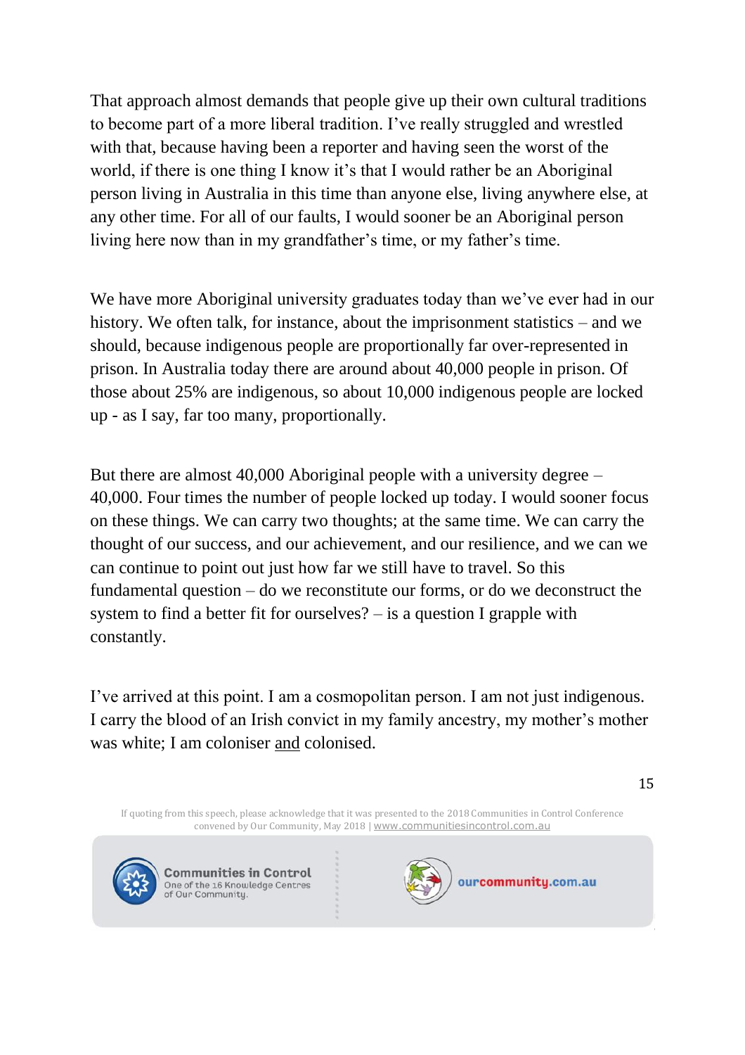That approach almost demands that people give up their own cultural traditions to become part of a more liberal tradition. I've really struggled and wrestled with that, because having been a reporter and having seen the worst of the world, if there is one thing I know it's that I would rather be an Aboriginal person living in Australia in this time than anyone else, living anywhere else, at any other time. For all of our faults, I would sooner be an Aboriginal person living here now than in my grandfather's time, or my father's time.

We have more Aboriginal university graduates today than we've ever had in our history. We often talk, for instance, about the imprisonment statistics – and we should, because indigenous people are proportionally far over-represented in prison. In Australia today there are around about 40,000 people in prison. Of those about 25% are indigenous, so about 10,000 indigenous people are locked up - as I say, far too many, proportionally.

But there are almost 40,000 Aboriginal people with a university degree – 40,000. Four times the number of people locked up today. I would sooner focus on these things. We can carry two thoughts; at the same time. We can carry the thought of our success, and our achievement, and our resilience, and we can we can continue to point out just how far we still have to travel. So this fundamental question – do we reconstitute our forms, or do we deconstruct the system to find a better fit for ourselves? – is a question I grapple with constantly.

I've arrived at this point. I am a cosmopolitan person. I am not just indigenous. I carry the blood of an Irish convict in my family ancestry, my mother's mother was white; I am coloniser <u>and</u> colonised.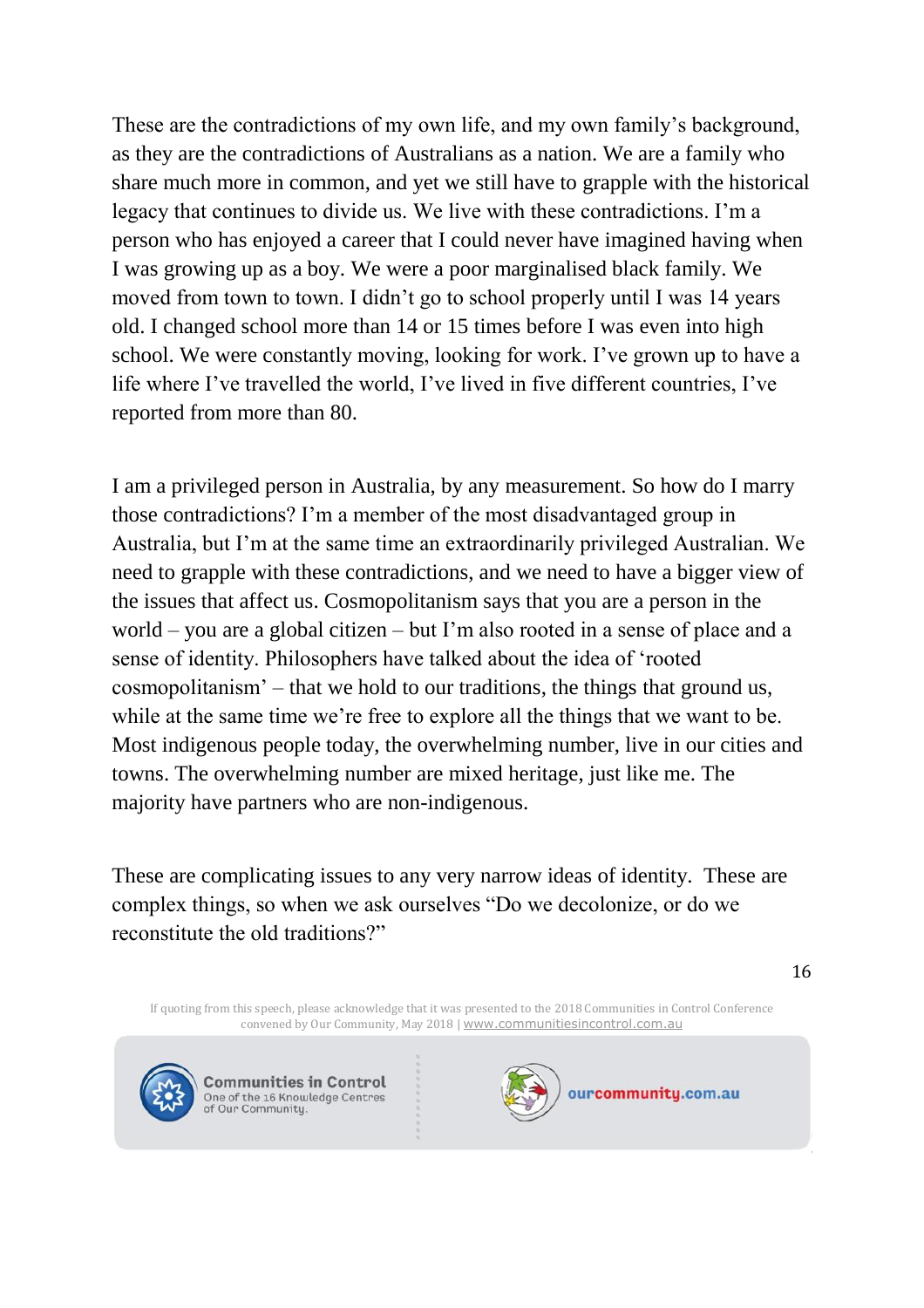These are the contradictions of my own life, and my own family's background, as they are the contradictions of Australians as a nation. We are a family who share much more in common, and yet we still have to grapple with the historical legacy that continues to divide us. We live with these contradictions. I'm a person who has enjoyed a career that I could never have imagined having when I was growing up as a boy. We were a poor marginalised black family. We moved from town to town. I didn't go to school properly until I was 14 years old. I changed school more than 14 or 15 times before I was even into high school. We were constantly moving, looking for work. I've grown up to have a life where I've travelled the world, I've lived in five different countries, I've reported from more than 80.

I am a privileged person in Australia, by any measurement. So how do I marry those contradictions? I'm a member of the most disadvantaged group in Australia, but I'm at the same time an extraordinarily privileged Australian. We need to grapple with these contradictions, and we need to have a bigger view of the issues that affect us. Cosmopolitanism says that you are a person in the world – you are a global citizen – but I'm also rooted in a sense of place and a sense of identity. Philosophers have talked about the idea of 'rooted cosmopolitanism' – that we hold to our traditions, the things that ground us, while at the same time we're free to explore all the things that we want to be. Most indigenous people today, the overwhelming number, live in our cities and towns. The overwhelming number are mixed heritage, just like me. The majority have partners who are non-indigenous.

These are complicating issues to any very narrow ideas of identity. These are complex things, so when we ask ourselves "Do we decolonize, or do we reconstitute the old traditions?"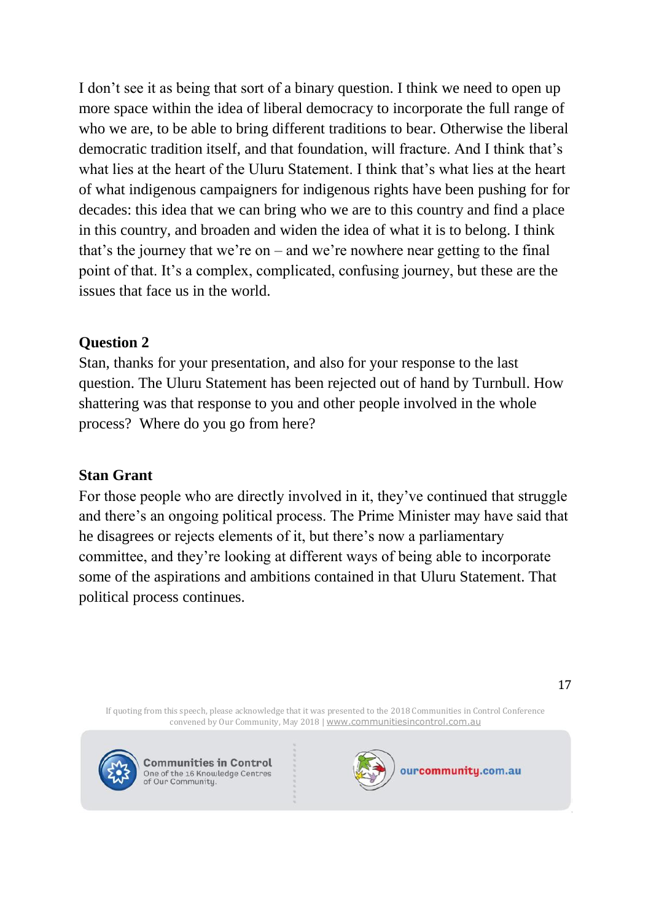I don't see it as being that sort of a binary question. I think we need to open up more space within the idea of liberal democracy to incorporate the full range of who we are, to be able to bring different traditions to bear. Otherwise the liberal democratic tradition itself, and that foundation, will fracture. And I think that's what lies at the heart of the Uluru Statement. I think that's what lies at the heart of what indigenous campaigners for indigenous rights have been pushing for for decades: this idea that we can bring who we are to this country and find a place in this country, and broaden and widen the idea of what it is to belong. I think that's the journey that we're on – and we're nowhere near getting to the final point of that. It's a complex, complicated, confusing journey, but these are the issues that face us in the world.

**Question 2**

Stan, thanks for your presentation, and also for your response to the last question. The Uluru Statement has been rejected out of hand by Turnbull. How shattering was that response to you and other people involved in the whole process? Where do you go from here?

**Stan Grant**

For those people who are directly involved in it, they've continued that struggle and there's an ongoing political process. The Prime Minister may have said that he disagrees or rejects elements of it, but there's now a parliamentary committee, and they're looking at different ways of being able to incorporate some of the aspirations and ambitions contained in that Uluru Statement. That political process continues.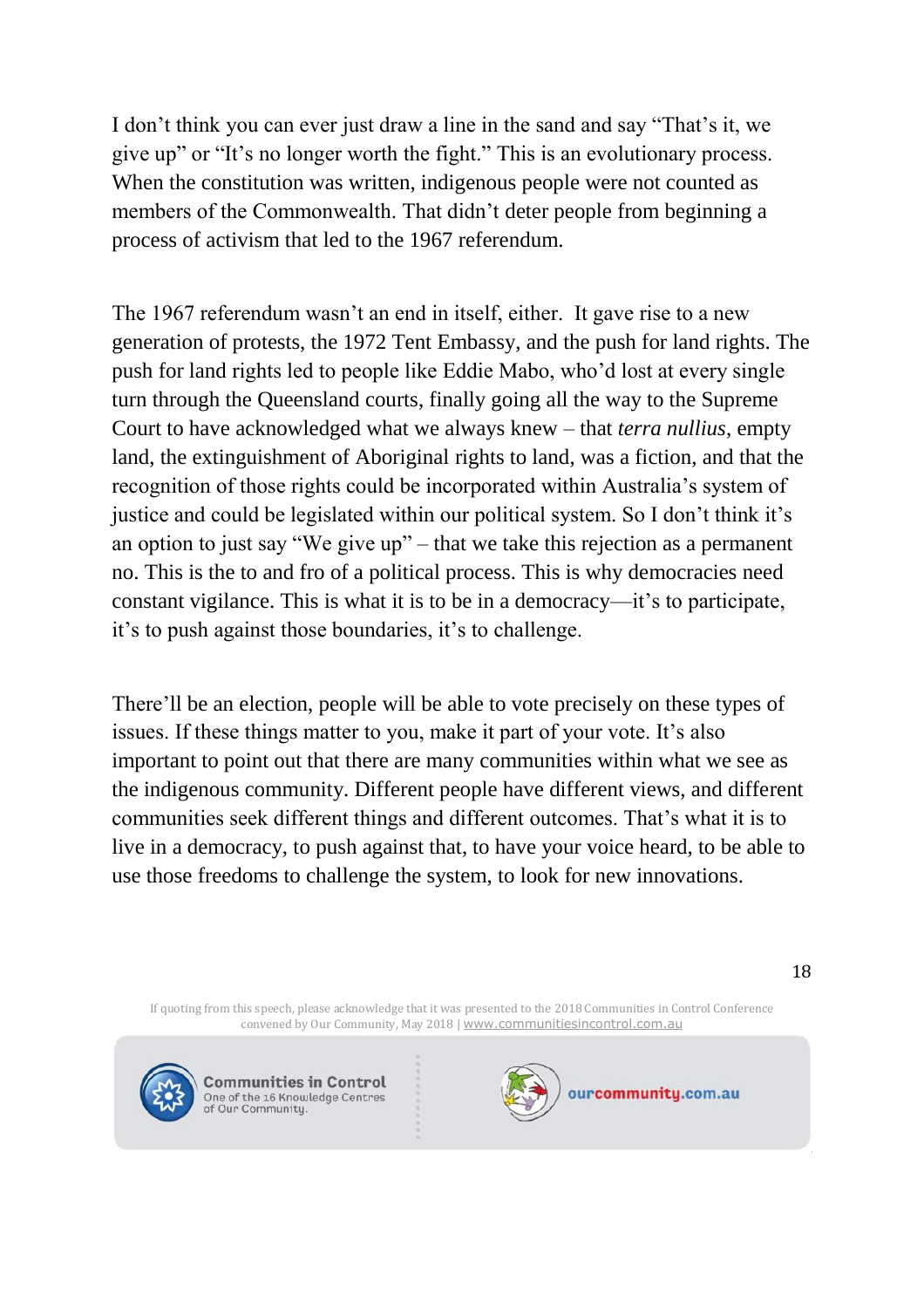I don't think you can ever just draw a line in the sand and say "That's it, we give up" or "It's no longer worth the fight." This is an evolutionary process. When the constitution was written, indigenous people were not counted as members of the Commonwealth. That didn't deter people from beginning a process of activism that led to the 1967 referendum.

The 1967 referendum wasn't an end in itself, either. It gave rise to a new generation of protests, the 1972 Tent Embassy, and the push for land rights. The push for land rights led to people like Eddie Mabo, who'd lost at every single turn through the Queensland courts, finally going all the way to the Supreme Court to have acknowledged what we always knew – that *terra nullius*, empty land, the extinguishment of Aboriginal rights to land, was a fiction, and that the recognition of those rights could be incorporated within Australia's system of justice and could be legislated within our political system. So I don't think it's an option to just say "We give up" – that we take this rejection as a permanent no. This is the to and fro of a political process. This is why democracies need constant vigilance. This is what it is to be in a democracy—it's to participate, it's to push against those boundaries, it's to challenge.

There'll be an election, people will be able to vote precisely on these types of issues. If these things matter to you, make it part of your vote. It's also important to point out that there are many communities within what we see as the indigenous community. Different people have different views, and different communities seek different things and different outcomes. That's what it is to live in a democracy, to push against that, to have your voice heard, to be able to use those freedoms to challenge the system, to look for new innovations.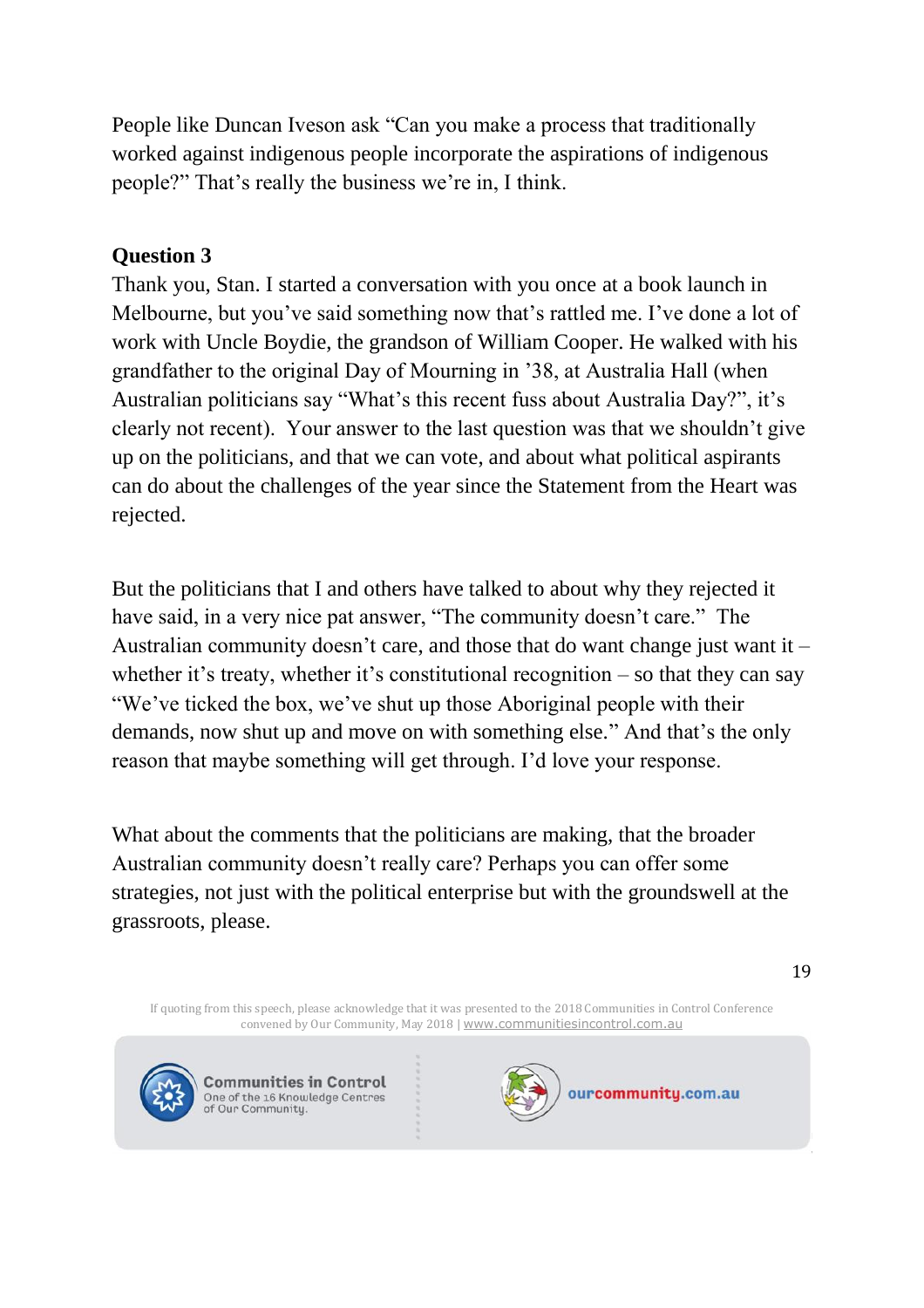People like Duncan Iveson ask "Can you make a process that traditionally worked against indigenous people incorporate the aspirations of indigenous people?" That's really the business we're in, I think.

**Question 3**

Thank you, Stan. I started a conversation with you once at a book launch in Melbourne, but you've said something now that's rattled me. I've done a lot of work with Uncle Boydie, the grandson of William Cooper. He walked with his grandfather to the original Day of Mourning in '38, at Australia Hall (when Australian politicians say "What's this recent fuss about Australia Day?", it's clearly not recent). Your answer to the last question was that we shouldn't give up on the politicians, and that we can vote, and about what political aspirants can do about the challenges of the year since the Statement from the Heart was rejected.

But the politicians that I and others have talked to about why they rejected it have said, in a very nice pat answer, "The community doesn't care." The Australian community doesn't care, and those that do want change just want it – whether it's treaty, whether it's constitutional recognition – so that they can say "We've ticked the box, we've shut up those Aboriginal people with their demands, now shut up and move on with something else." And that's the only reason that maybe something will get through. I'd love your response.

What about the comments that the politicians are making, that the broader Australian community doesn't really care? Perhaps you can offer some strategies, not just with the political enterprise but with the groundswell at the grassroots, please.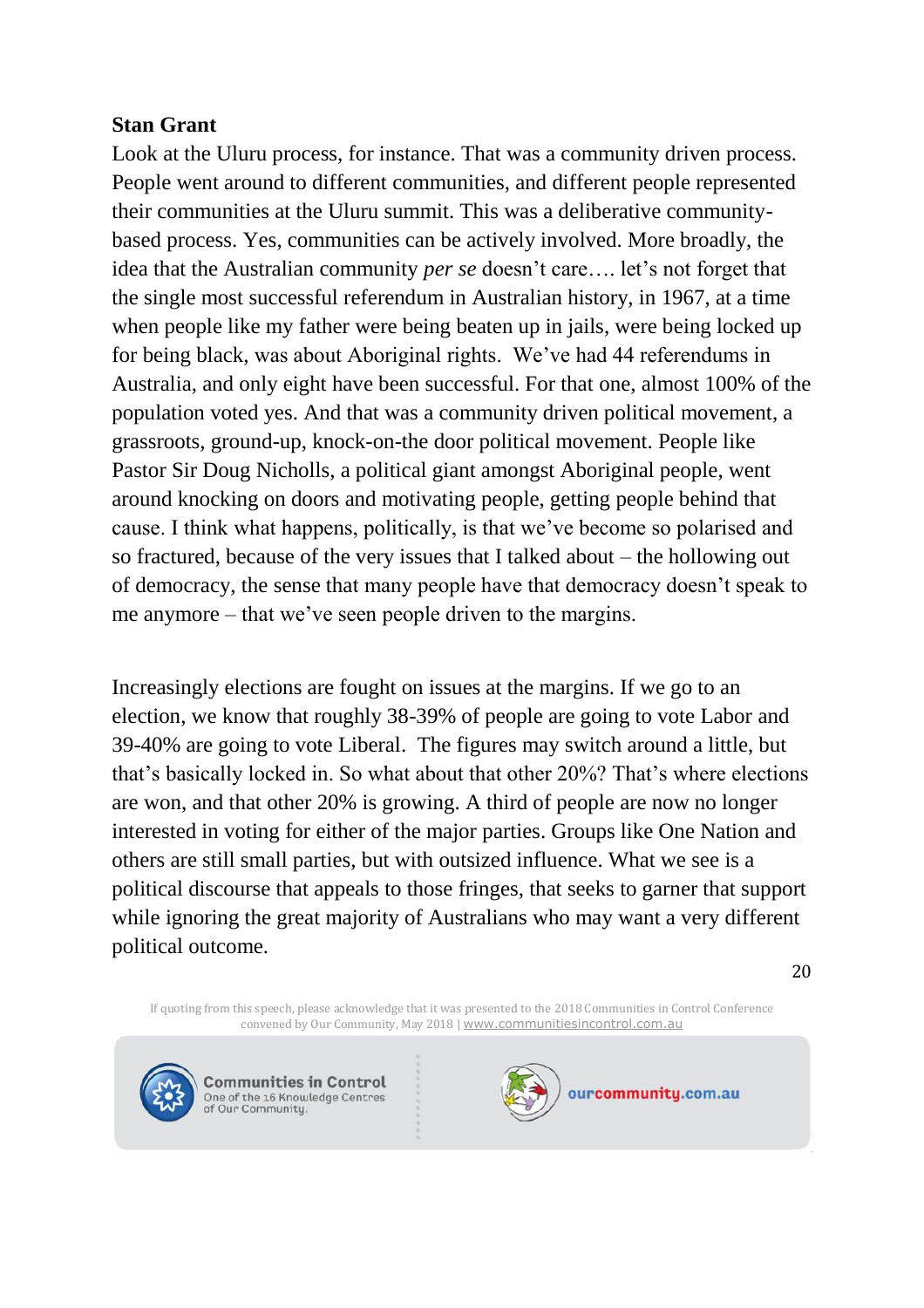**Stan Grant**

Look at the Uluru process, for instance. That was a community driven process. People went around to different communities, and different people represented their communities at the Uluru summit. This was a deliberative community-based process. Yes, communities can be actively involved. More broadly, the idea that the Australian community *per se* doesn't care…. let's not forget that the single most successful referendum in Australian history, in 1967, at a time when people like my father were being beaten up in jails, were being locked up for being black, was about Aboriginal rights. We've had 44 referendums in Australia, and only eight have been successful. For that one, almost 100% of the population voted yes. And that was a community driven political movement, a grassroots, ground-up, knock-on-the door political movement. People like Pastor Sir Doug Nicholls, a political giant amongst Aboriginal people, went around knocking on doors and motivating people, getting people behind that cause. I think what happens, politically, is that we've become so polarised and so fractured, because of the very issues that I talked about – the hollowing out of democracy, the sense that many people have that democracy doesn't speak to me anymore – that we've seen people driven to the margins.

Increasingly elections are fought on issues at the margins. If we go to an election, we know that roughly 38-39% of people are going to vote Labor and 39-40% are going to vote Liberal. The figures may switch around a little, but that's basically locked in. So what about that other 20%? That's where elections are won, and that other 20% is growing. A third of people are now no longer interested in voting for either of the major parties. Groups like One Nation and others are still small parties, but with outsized influence. What we see is a political discourse that appeals to those fringes, that seeks to garner that support while ignoring the great majority of Australians who may want a very different political outcome.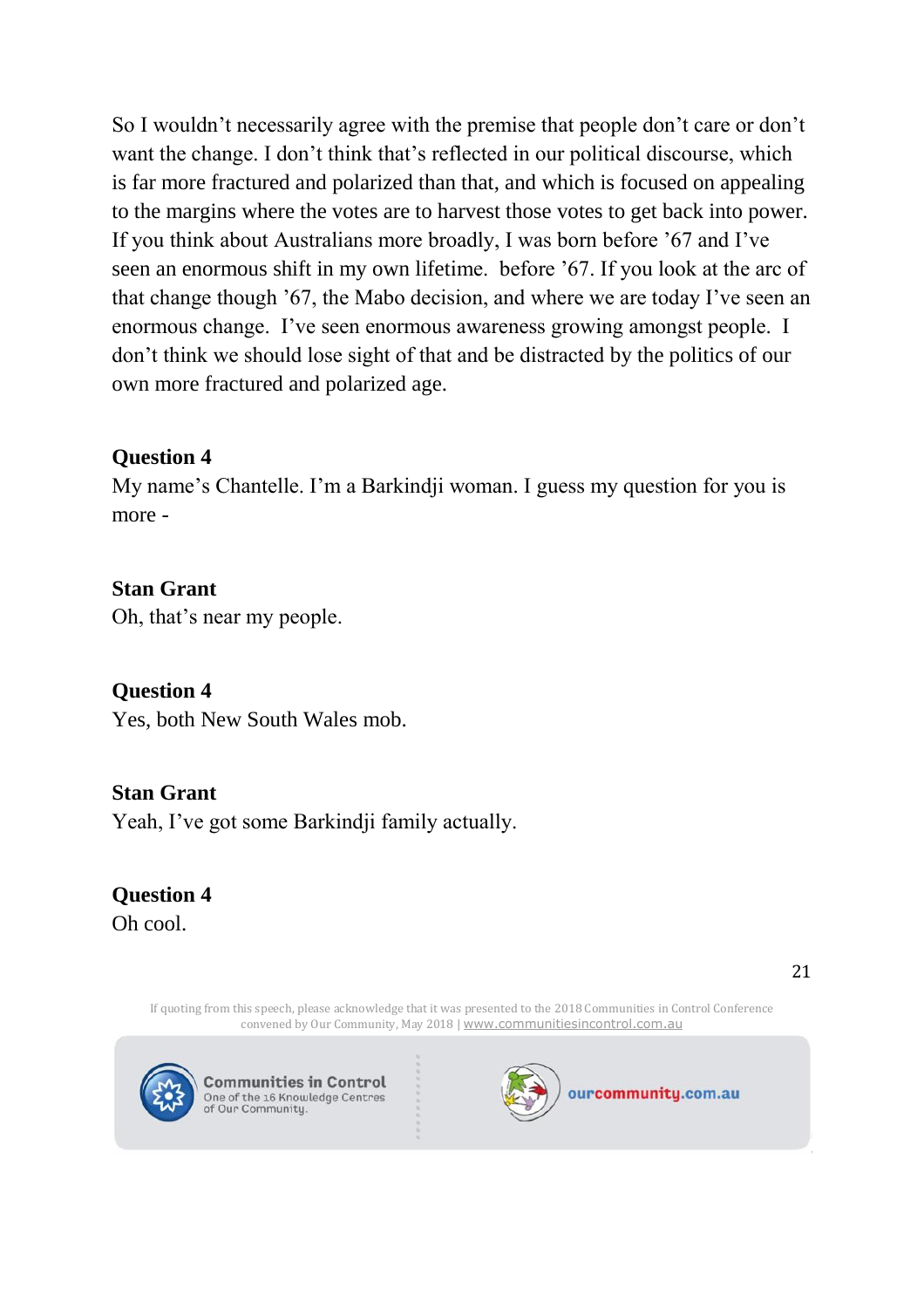So I wouldn't necessarily agree with the premise that people don't care or don't want the change. I don't think that's reflected in our political discourse, which is far more fractured and polarized than that, and which is focused on appealing to the margins where the votes are to harvest those votes to get back into power. If you think about Australians more broadly, I was born before '67 and I've seen an enormous shift in my own lifetime. before '67. If you look at the arc of that change though '67, the Mabo decision, and where we are today I've seen an enormous change. I've seen enormous awareness growing amongst people. I don't think we should lose sight of that and be distracted by the politics of our own more fractured and polarized age.

**Question 4**
My name's Chantelle. I'm a Barkindji woman. I guess my question for you is more -

**Stan Grant**
Oh, that's near my people.

**Question 4**
Yes, both New South Wales mob.

**Stan Grant**
Yeah, I've got some Barkindji family actually.

**Question 4**
Oh cool.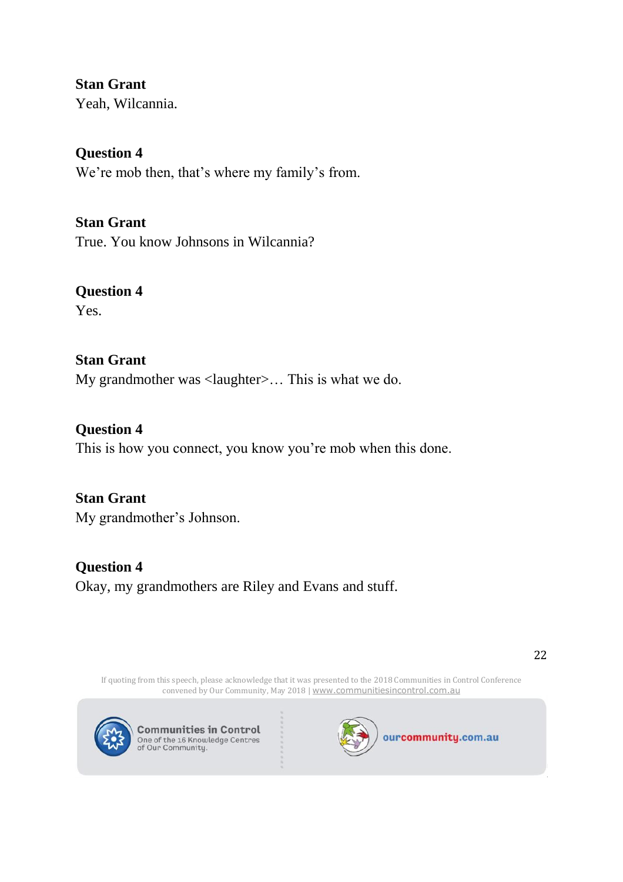**Stan Grant**
Yeah, Wilcannia.

**Question 4**
We're mob then, that's where my family's from.

**Stan Grant**
True. You know Johnsons in Wilcannia?

**Question 4**
Yes.

**Stan Grant**
My grandmother was <laughter>… This is what we do.

**Question 4**
This is how you connect, you know you're mob when this done.

**Stan Grant**
My grandmother's Johnson.

**Question 4**
Okay, my grandmothers are Riley and Evans and stuff.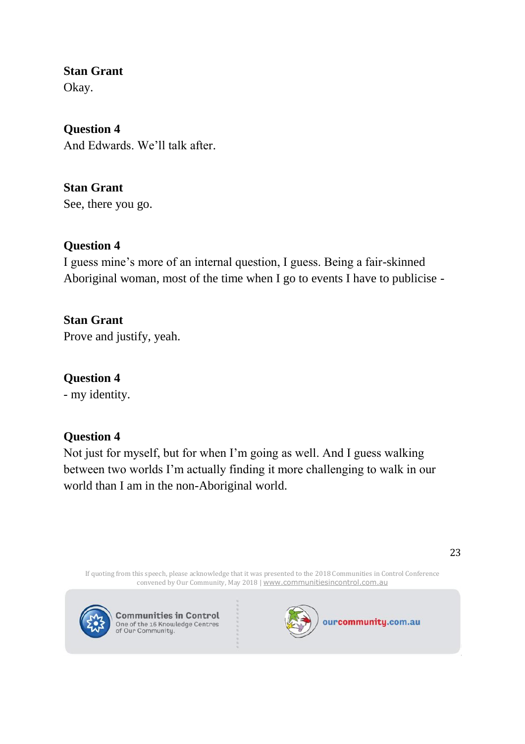**Stan Grant**
Okay.

**Question 4**
And Edwards. We'll talk after.

**Stan Grant**
See, there you go.

**Question 4**
I guess mine's more of an internal question, I guess. Being a fair-skinned Aboriginal woman, most of the time when I go to events I have to publicise -

**Stan Grant**
Prove and justify, yeah.

**Question 4**
- my identity.

**Question 4**
Not just for myself, but for when I'm going as well. And I guess walking between two worlds I'm actually finding it more challenging to walk in our world than I am in the non-Aboriginal world.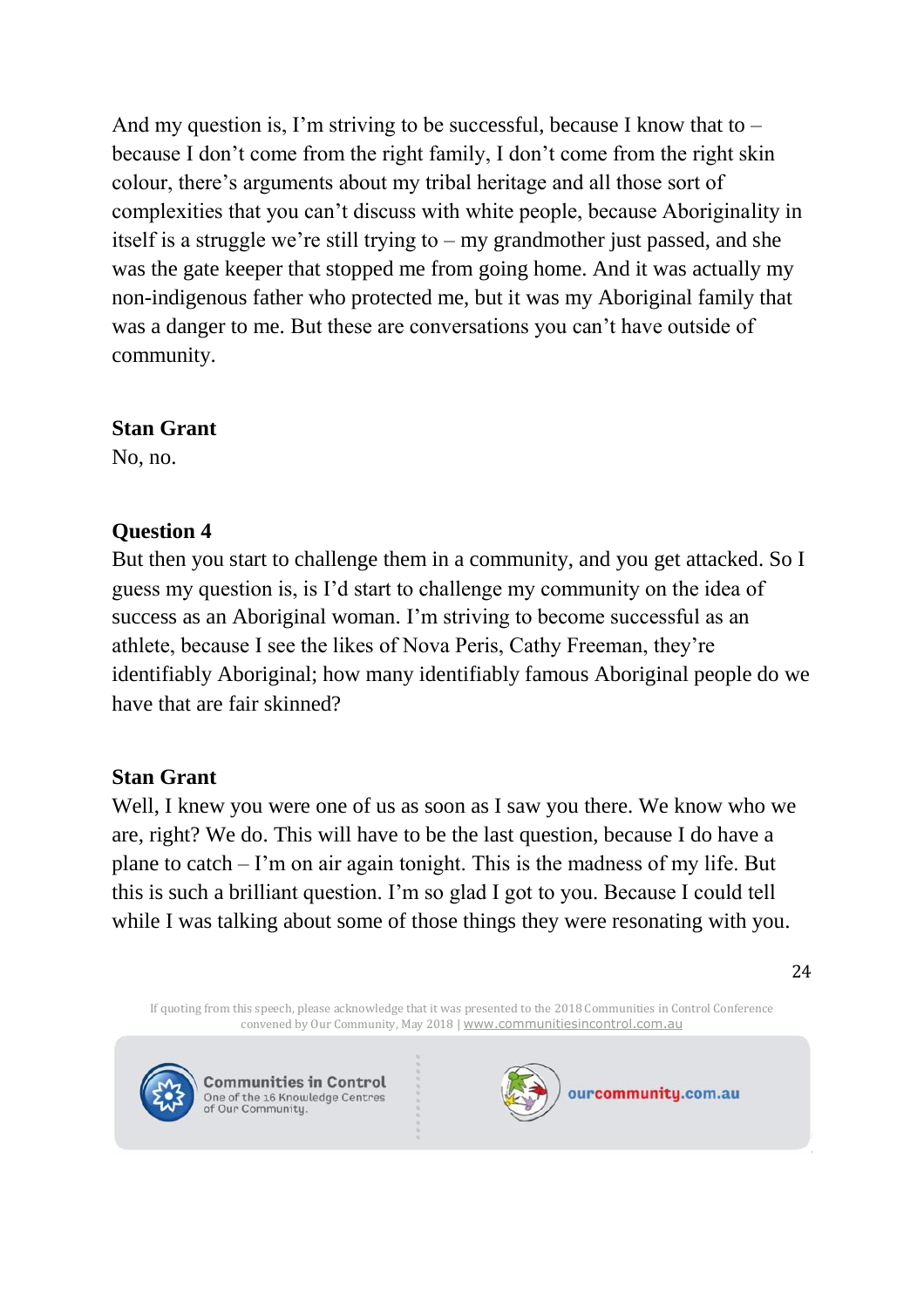And my question is, I'm striving to be successful, because I know that to – because I don't come from the right family, I don't come from the right skin colour, there's arguments about my tribal heritage and all those sort of complexities that you can't discuss with white people, because Aboriginality in itself is a struggle we're still trying to – my grandmother just passed, and she was the gate keeper that stopped me from going home. And it was actually my non-indigenous father who protected me, but it was my Aboriginal family that was a danger to me. But these are conversations you can't have outside of community.

**Stan Grant**
No, no.

**Question 4**
But then you start to challenge them in a community, and you get attacked. So I guess my question is, is I'd start to challenge my community on the idea of success as an Aboriginal woman. I'm striving to become successful as an athlete, because I see the likes of Nova Peris, Cathy Freeman, they're identifiably Aboriginal; how many identifiably famous Aboriginal people do we have that are fair skinned?

**Stan Grant**
Well, I knew you were one of us as soon as I saw you there. We know who we are, right? We do. This will have to be the last question, because I do have a plane to catch – I'm on air again tonight. This is the madness of my life. But this is such a brilliant question. I'm so glad I got to you. Because I could tell while I was talking about some of those things they were resonating with you.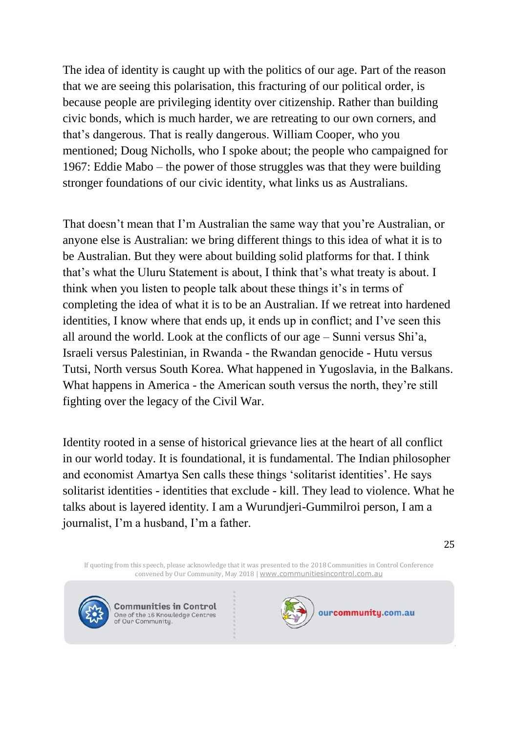The idea of identity is caught up with the politics of our age. Part of the reason that we are seeing this polarisation, this fracturing of our political order, is because people are privileging identity over citizenship. Rather than building civic bonds, which is much harder, we are retreating to our own corners, and that's dangerous. That is really dangerous. William Cooper, who you mentioned; Doug Nicholls, who I spoke about; the people who campaigned for 1967: Eddie Mabo – the power of those struggles was that they were building stronger foundations of our civic identity, what links us as Australians.

That doesn't mean that I'm Australian the same way that you're Australian, or anyone else is Australian: we bring different things to this idea of what it is to be Australian. But they were about building solid platforms for that. I think that's what the Uluru Statement is about, I think that's what treaty is about. I think when you listen to people talk about these things it's in terms of completing the idea of what it is to be an Australian. If we retreat into hardened identities, I know where that ends up, it ends up in conflict; and I've seen this all around the world. Look at the conflicts of our age – Sunni versus Shi'a, Israeli versus Palestinian, in Rwanda - the Rwandan genocide - Hutu versus Tutsi, North versus South Korea. What happened in Yugoslavia, in the Balkans. What happens in America - the American south versus the north, they're still fighting over the legacy of the Civil War.

Identity rooted in a sense of historical grievance lies at the heart of all conflict in our world today. It is foundational, it is fundamental. The Indian philosopher and economist Amartya Sen calls these things 'solitarist identities'. He says solitarist identities - identities that exclude - kill. They lead to violence. What he talks about is layered identity. I am a Wurundjeri-Gummilroi person, I am a journalist, I'm a husband, I'm a father.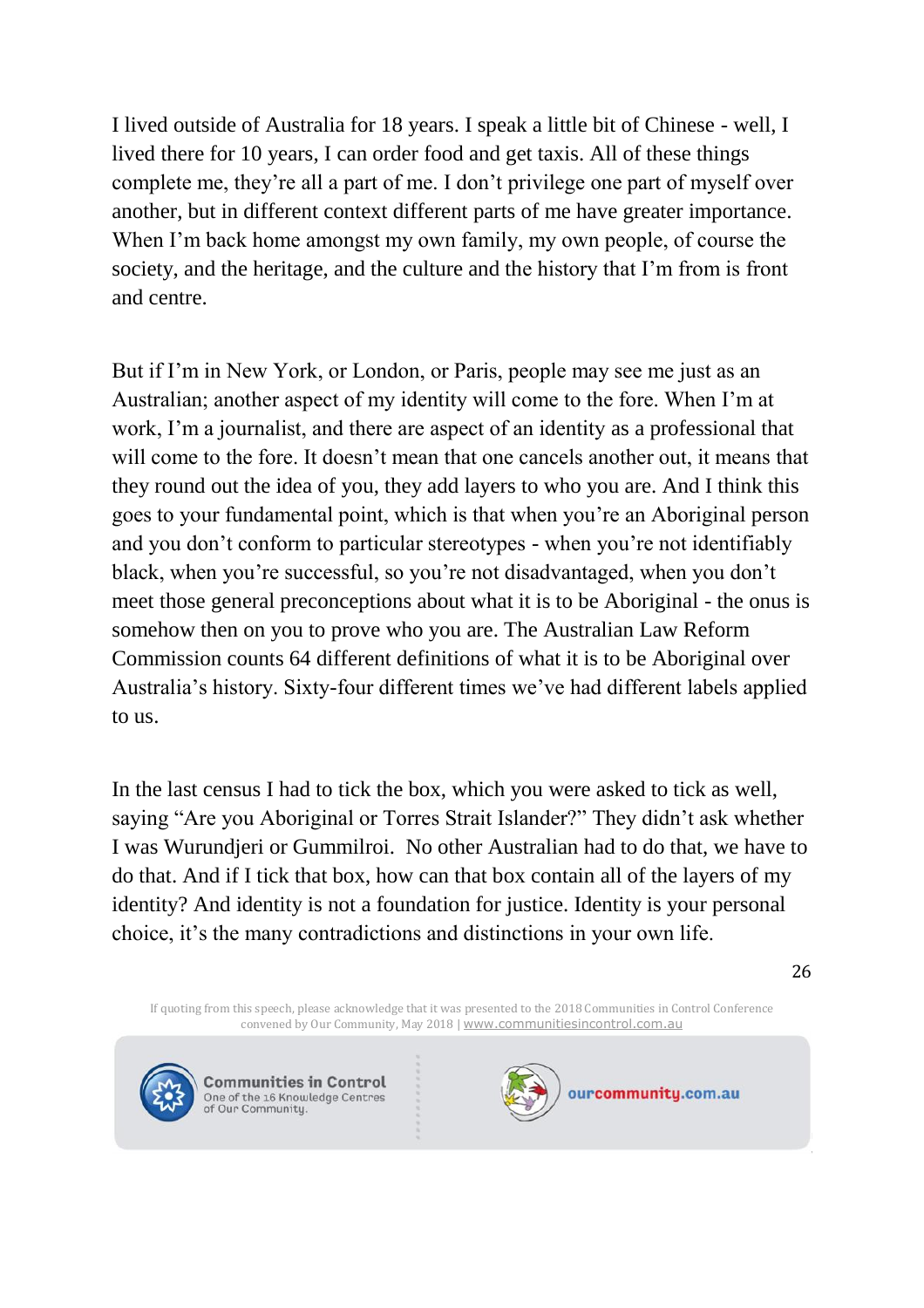I lived outside of Australia for 18 years. I speak a little bit of Chinese - well, I lived there for 10 years, I can order food and get taxis. All of these things complete me, they're all a part of me. I don't privilege one part of myself over another, but in different context different parts of me have greater importance. When I'm back home amongst my own family, my own people, of course the society, and the heritage, and the culture and the history that I'm from is front and centre.

But if I'm in New York, or London, or Paris, people may see me just as an Australian; another aspect of my identity will come to the fore. When I'm at work, I'm a journalist, and there are aspect of an identity as a professional that will come to the fore. It doesn't mean that one cancels another out, it means that they round out the idea of you, they add layers to who you are. And I think this goes to your fundamental point, which is that when you're an Aboriginal person and you don't conform to particular stereotypes - when you're not identifiably black, when you're successful, so you're not disadvantaged, when you don't meet those general preconceptions about what it is to be Aboriginal - the onus is somehow then on you to prove who you are. The Australian Law Reform Commission counts 64 different definitions of what it is to be Aboriginal over Australia's history. Sixty-four different times we've had different labels applied to us.

In the last census I had to tick the box, which you were asked to tick as well, saying "Are you Aboriginal or Torres Strait Islander?" They didn't ask whether I was Wurundjeri or Gummilroi. No other Australian had to do that, we have to do that. And if I tick that box, how can that box contain all of the layers of my identity? And identity is not a foundation for justice. Identity is your personal choice, it's the many contradictions and distinctions in your own life.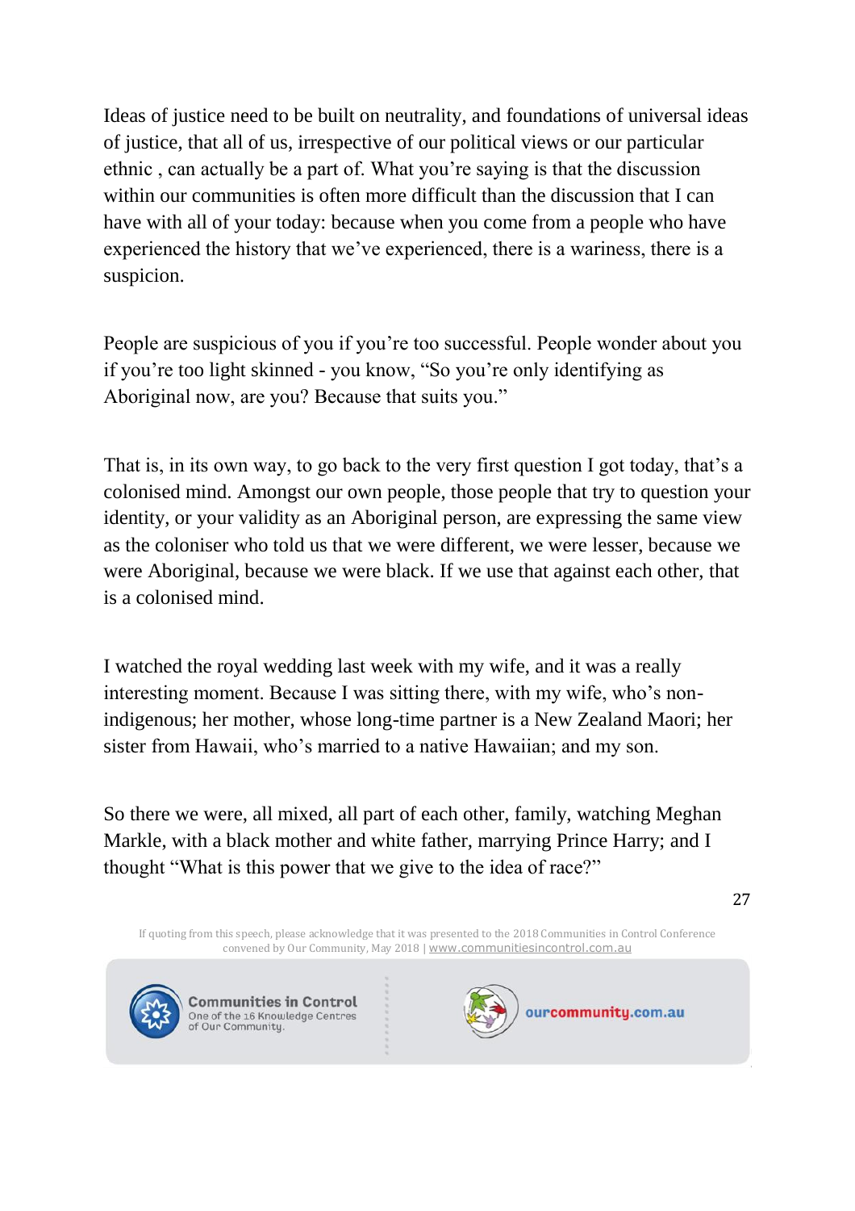Ideas of justice need to be built on neutrality, and foundations of universal ideas of justice, that all of us, irrespective of our political views or our particular ethnic , can actually be a part of. What you're saying is that the discussion within our communities is often more difficult than the discussion that I can have with all of your today: because when you come from a people who have experienced the history that we've experienced, there is a wariness, there is a suspicion.

People are suspicious of you if you're too successful. People wonder about you if you're too light skinned - you know, "So you're only identifying as Aboriginal now, are you? Because that suits you."

That is, in its own way, to go back to the very first question I got today, that's a colonised mind. Amongst our own people, those people that try to question your identity, or your validity as an Aboriginal person, are expressing the same view as the coloniser who told us that we were different, we were lesser, because we were Aboriginal, because we were black. If we use that against each other, that is a colonised mind.

I watched the royal wedding last week with my wife, and it was a really interesting moment. Because I was sitting there, with my wife, who's non-indigenous; her mother, whose long-time partner is a New Zealand Maori; her sister from Hawaii, who's married to a native Hawaiian; and my son.

So there we were, all mixed, all part of each other, family, watching Meghan Markle, with a black mother and white father, marrying Prince Harry; and I thought "What is this power that we give to the idea of race?"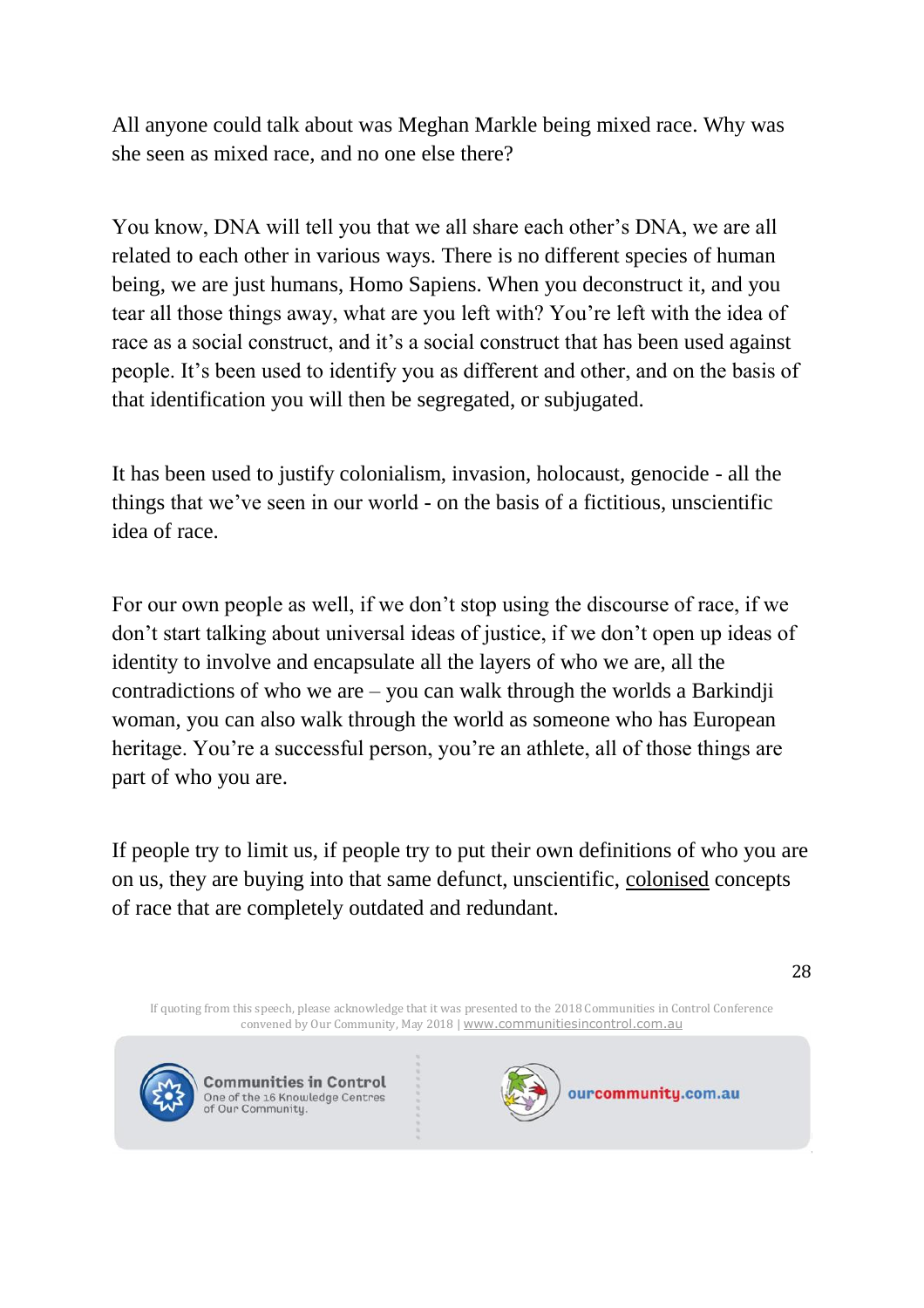All anyone could talk about was Meghan Markle being mixed race. Why was she seen as mixed race, and no one else there?

You know, DNA will tell you that we all share each other's DNA, we are all related to each other in various ways. There is no different species of human being, we are just humans, Homo Sapiens. When you deconstruct it, and you tear all those things away, what are you left with? You're left with the idea of race as a social construct, and it's a social construct that has been used against people. It's been used to identify you as different and other, and on the basis of that identification you will then be segregated, or subjugated.

It has been used to justify colonialism, invasion, holocaust, genocide - all the things that we've seen in our world - on the basis of a fictitious, unscientific idea of race.

For our own people as well, if we don't stop using the discourse of race, if we don't start talking about universal ideas of justice, if we don't open up ideas of identity to involve and encapsulate all the layers of who we are, all the contradictions of who we are – you can walk through the worlds a Barkindji woman, you can also walk through the world as someone who has European heritage. You're a successful person, you're an athlete, all of those things are part of who you are.

If people try to limit us, if people try to put their own definitions of who you are on us, they are buying into that same defunct, unscientific, colonised concepts of race that are completely outdated and redundant.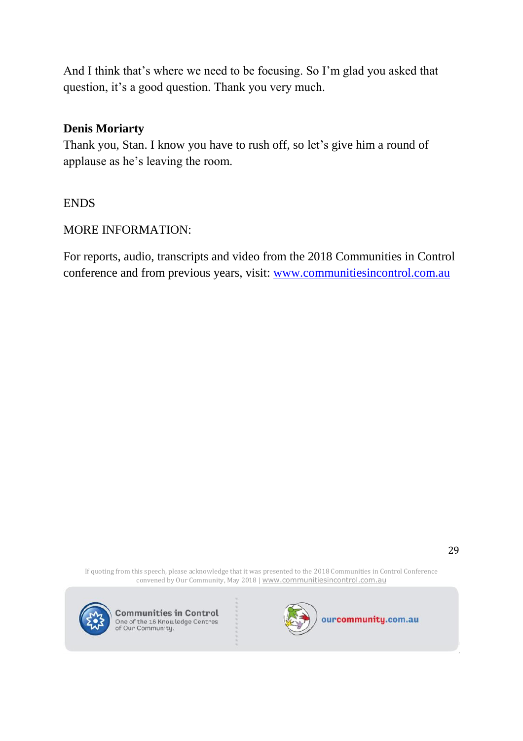And I think that's where we need to be focusing. So I'm glad you asked that question, it's a good question. Thank you very much.

**Denis Moriarty**
Thank you, Stan. I know you have to rush off, so let's give him a round of applause as he's leaving the room.

ENDS

MORE INFORMATION:

For reports, audio, transcripts and video from the 2018 Communities in Control conference and from previous years, visit: [www.communitiesincontrol.com.au](http://www.communitiesincontrol.com.au)